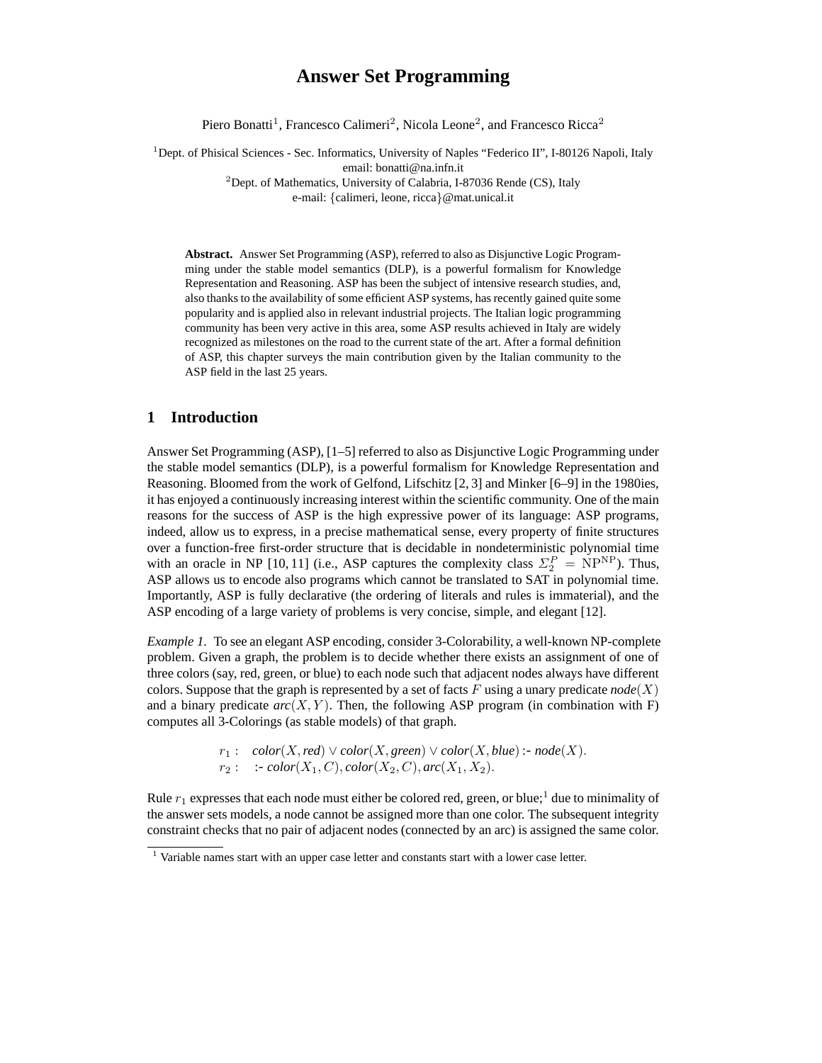# Answer Set Programming

Piero Bonatti[1], Francesco Calimeri[2], Nicola Leone[2], and Francesco Ricca[2]

[1]Dept. of Phisical Sciences - Sec. Informatics, University of Naples "Federico II", I-80126 Napoli, Italy
email: bonatti@na.infn.it
[2]Dept. of Mathematics, University of Calabria, I-87036 Rende (CS), Italy
e-mail: {calimeri, leone, ricca}@mat.unical.it

**Abstract.** Answer Set Programming (ASP), referred to also as Disjunctive Logic Programming under the stable model semantics (DLP), is a powerful formalism for Knowledge Representation and Reasoning. ASP has been the subject of intensive research studies, and, also thanks to the availability of some efficient ASP systems, has recently gained quite some popularity and is applied also in relevant industrial projects. The Italian logic programming community has been very active in this area, some ASP results achieved in Italy are widely recognized as milestones on the road to the current state of the art. After a formal definition of ASP, this chapter surveys the main contribution given by the Italian community to the ASP field in the last 25 years.

## 1 Introduction

Answer Set Programming (ASP), [1–5] referred to also as Disjunctive Logic Programming under the stable model semantics (DLP), is a powerful formalism for Knowledge Representation and Reasoning. Bloomed from the work of Gelfond, Lifschitz [2, 3] and Minker [6–9] in the 1980ies, it has enjoyed a continuously increasing interest within the scientific community. One of the main reasons for the success of ASP is the high expressive power of its language: ASP programs, indeed, allow us to express, in a precise mathematical sense, every property of finite structures over a function-free first-order structure that is decidable in nondeterministic polynomial time with an oracle in NP [10, 11] (i.e., ASP captures the complexity class $\Sigma_2^P = \mathrm{NP}^{\mathrm{NP}}$). Thus, ASP allows us to encode also programs which cannot be translated to SAT in polynomial time. Importantly, ASP is fully declarative (the ordering of literals and rules is immaterial), and the ASP encoding of a large variety of problems is very concise, simple, and elegant [12].

*Example 1.* To see an elegant ASP encoding, consider 3-Colorability, a well-known NP-complete problem. Given a graph, the problem is to decide whether there exists an assignment of one of three colors (say, red, green, or blue) to each node such that adjacent nodes always have different colors. Suppose that the graph is represented by a set of facts $F$ using a unary predicate $\mathit{node}(X)$ and a binary predicate $\mathit{arc}(X, Y)$. Then, the following ASP program (in combination with F) computes all 3-Colorings (as stable models) of that graph.

$$
\begin{array}{ll}
r_1: & \mathit{color}(X, \mathit{red}) \lor \mathit{color}(X, \mathit{green}) \lor \mathit{color}(X, \mathit{blue}) \text{ :- } \mathit{node}(X). \\
r_2: & \text{ :- } \mathit{color}(X_1, C), \mathit{color}(X_2, C), \mathit{arc}(X_1, X_2).
\end{array}
$$

Rule $r_1$ expresses that each node must either be colored red, green, or blue;[1] due to minimality of the answer sets models, a node cannot be assigned more than one color. The subsequent integrity constraint checks that no pair of adjacent nodes (connected by an arc) is assigned the same color.

[1] Variable names start with an upper case letter and constants start with a lower case letter.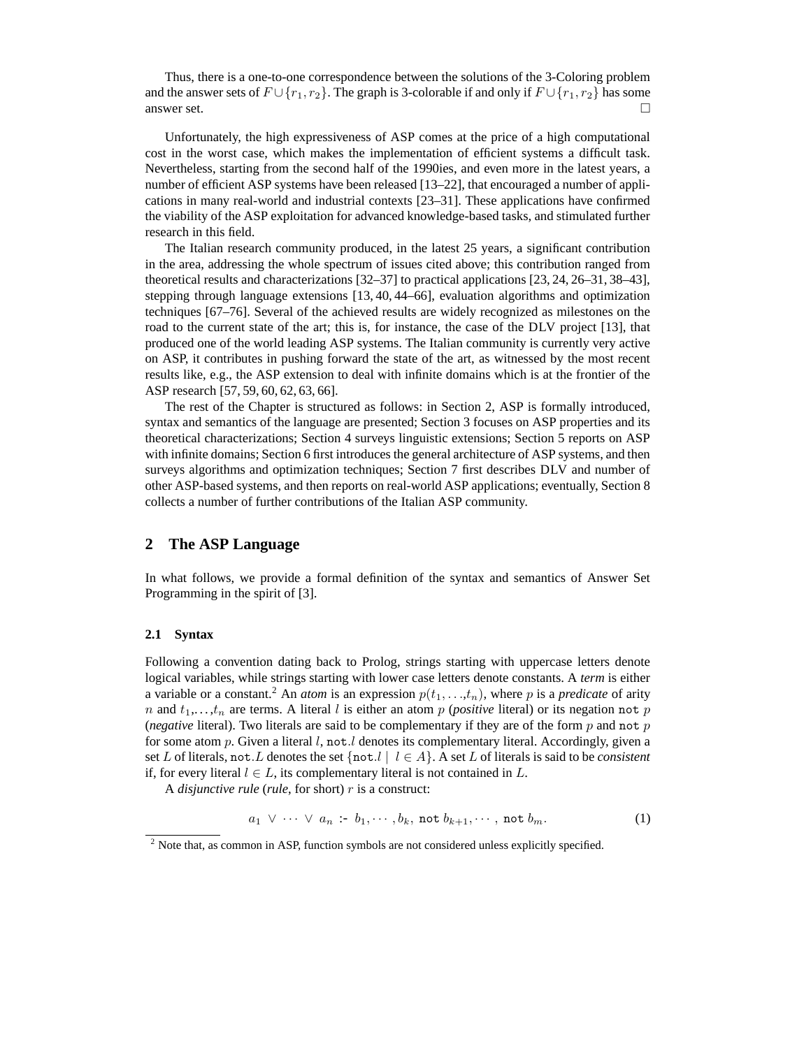Thus, there is a one-to-one correspondence between the solutions of the 3-Coloring problem and the answer sets of $F \cup \{r_1, r_2\}$. The graph is 3-colorable if and only if $F \cup \{r_1, r_2\}$ has some answer set. □

Unfortunately, the high expressiveness of ASP comes at the price of a high computational cost in the worst case, which makes the implementation of efficient systems a difficult task. Nevertheless, starting from the second half of the 1990ies, and even more in the latest years, a number of efficient ASP systems have been released [13–22], that encouraged a number of applications in many real-world and industrial contexts [23–31]. These applications have confirmed the viability of the ASP exploitation for advanced knowledge-based tasks, and stimulated further research in this field.

The Italian research community produced, in the latest 25 years, a significant contribution in the area, addressing the whole spectrum of issues cited above; this contribution ranged from theoretical results and characterizations [32–37] to practical applications [23, 24, 26–31, 38–43], stepping through language extensions [13, 40, 44–66], evaluation algorithms and optimization techniques [67–76]. Several of the achieved results are widely recognized as milestones on the road to the current state of the art; this is, for instance, the case of the DLV project [13], that produced one of the world leading ASP systems. The Italian community is currently very active on ASP, it contributes in pushing forward the state of the art, as witnessed by the most recent results like, e.g., the ASP extension to deal with infinite domains which is at the frontier of the ASP research [57, 59, 60, 62, 63, 66].

The rest of the Chapter is structured as follows: in Section 2, ASP is formally introduced, syntax and semantics of the language are presented; Section 3 focuses on ASP properties and its theoretical characterizations; Section 4 surveys linguistic extensions; Section 5 reports on ASP with infinite domains; Section 6 first introduces the general architecture of ASP systems, and then surveys algorithms and optimization techniques; Section 7 first describes DLV and number of other ASP-based systems, and then reports on real-world ASP applications; eventually, Section 8 collects a number of further contributions of the Italian ASP community.

## 2 The ASP Language

In what follows, we provide a formal definition of the syntax and semantics of Answer Set Programming in the spirit of [3].

### 2.1 Syntax

Following a convention dating back to Prolog, strings starting with uppercase letters denote logical variables, while strings starting with lower case letters denote constants. A *term* is either a variable or a constant.[2] An *atom* is an expression $p(t_1, \ldots, t_n)$, where $p$ is a *predicate* of arity $n$ and $t_1, \ldots, t_n$ are terms. A literal $l$ is either an atom $p$ (*positive* literal) or its negation $\texttt{not}\ p$ (*negative* literal). Two literals are said to be complementary if they are of the form $p$ and $\texttt{not}\ p$ for some atom $p$. Given a literal $l$, $\texttt{not}.l$ denotes its complementary literal. Accordingly, given a set $L$ of literals, $\texttt{not}.L$ denotes the set $\{\texttt{not}.l \mid l \in A\}$. A set $L$ of literals is said to be *consistent* if, for every literal $l \in L$, its complementary literal is not contained in $L$.

A *disjunctive rule* (*rule*, for short) $r$ is a construct:

$$a_1 \ \vee \ \cdots \ \vee \ a_n \ \texttt{:-} \ b_1, \cdots, b_k, \ \texttt{not}\ b_{k+1}, \cdots, \ \texttt{not}\ b_m. \quad (1)$$

[2] Note that, as common in ASP, function symbols are not considered unless explicitly specified.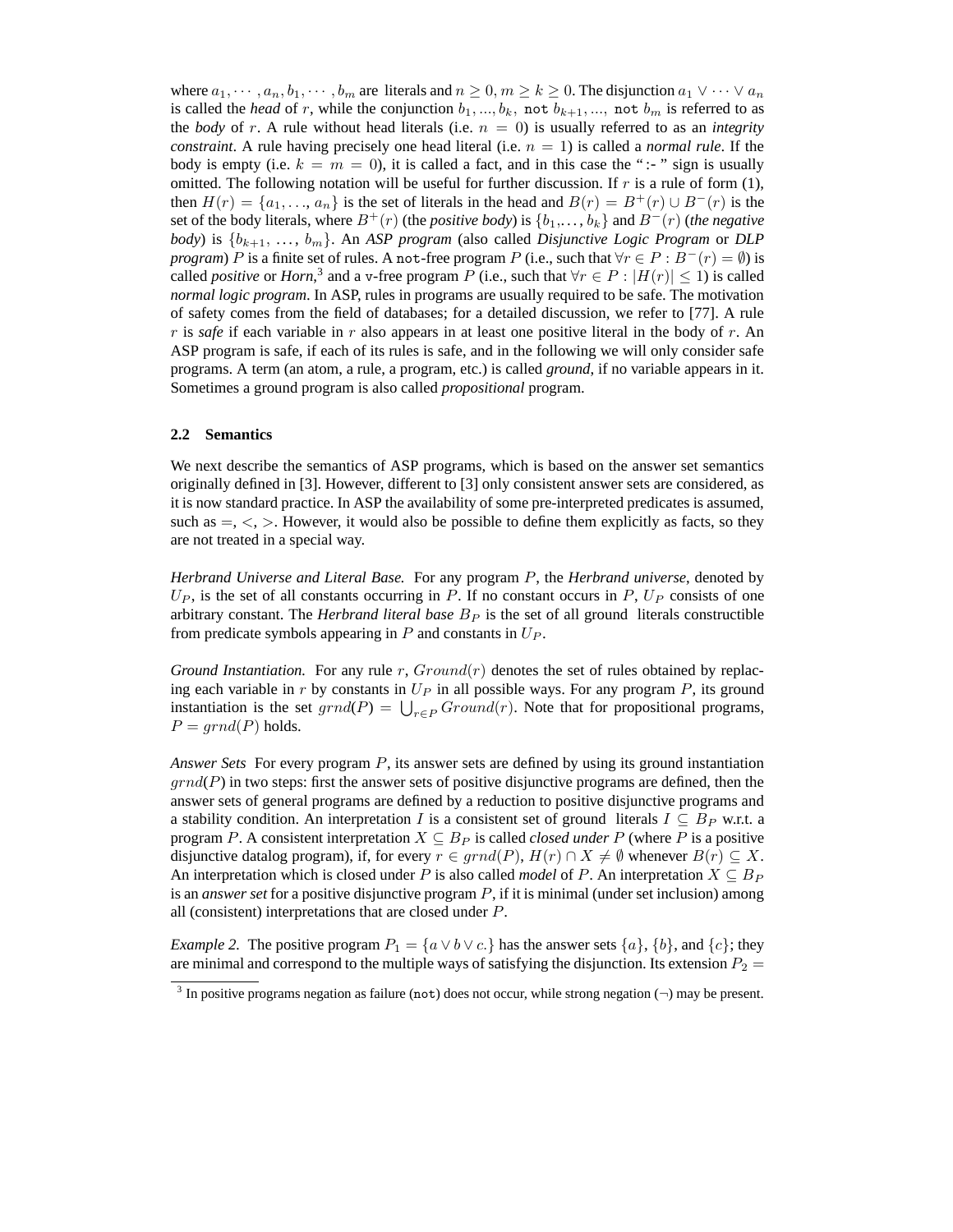where $a_1, \cdots, a_n, b_1, \cdots, b_m$ are literals and $n \geq 0, m \geq k \geq 0$. The disjunction $a_1 \vee \cdots \vee a_n$ is called the *head* of $r$, while the conjunction $b_1, ..., b_k,$ `not` $b_{k+1}, ...,$ `not` $b_m$ is referred to as the *body* of $r$. A rule without head literals (i.e. $n = 0$) is usually referred to as an *integrity constraint*. A rule having precisely one head literal (i.e. $n = 1$) is called a *normal rule*. If the body is empty (i.e. $k = m = 0$), it is called a fact, and in this case the ":- " sign is usually omitted. The following notation will be useful for further discussion. If $r$ is a rule of form (1), then $H(r) = \{a_1, \ldots, a_n\}$ is the set of literals in the head and $B(r) = B^+(r) \cup B^-(r)$ is the set of the body literals, where $B^+(r)$ (the *positive body*) is $\{b_1, \ldots, b_k\}$ and $B^-(r)$ (*the negative body*) is $\{b_{k+1}, \ldots, b_m\}$. An *ASP program* (also called *Disjunctive Logic Program* or *DLP program*) $P$ is a finite set of rules. A `not`-free program $P$ (i.e., such that $\forall r \in P : B^-(r) = \emptyset$) is called *positive* or *Horn*,[3] and a v-free program $P$ (i.e., such that $\forall r \in P : |H(r)| \leq 1$) is called *normal logic program*. In ASP, rules in programs are usually required to be safe. The motivation of safety comes from the field of databases; for a detailed discussion, we refer to [77]. A rule $r$ is *safe* if each variable in $r$ also appears in at least one positive literal in the body of $r$. An ASP program is safe, if each of its rules is safe, and in the following we will only consider safe programs. A term (an atom, a rule, a program, etc.) is called *ground*, if no variable appears in it. Sometimes a ground program is also called *propositional* program.

### 2.2 Semantics

We next describe the semantics of ASP programs, which is based on the answer set semantics originally defined in [3]. However, different to [3] only consistent answer sets are considered, as it is now standard practice. In ASP the availability of some pre-interpreted predicates is assumed, such as $=, <, >$. However, it would also be possible to define them explicitly as facts, so they are not treated in a special way.

*Herbrand Universe and Literal Base.* For any program $P$, the *Herbrand universe*, denoted by $U_P$, is the set of all constants occurring in $P$. If no constant occurs in $P$, $U_P$ consists of one arbitrary constant. The *Herbrand literal base* $B_P$ is the set of all ground literals constructible from predicate symbols appearing in $P$ and constants in $U_P$.

*Ground Instantiation.* For any rule $r$, $Ground(r)$ denotes the set of rules obtained by replacing each variable in $r$ by constants in $U_P$ in all possible ways. For any program $P$, its ground instantiation is the set $grnd(P) = \bigcup_{r \in P} Ground(r)$. Note that for propositional programs, $P = grnd(P)$ holds.

*Answer Sets* For every program $P$, its answer sets are defined by using its ground instantiation $grnd(P)$ in two steps: first the answer sets of positive disjunctive programs are defined, then the answer sets of general programs are defined by a reduction to positive disjunctive programs and a stability condition. An interpretation $I$ is a consistent set of ground literals $I \subseteq B_P$ w.r.t. a program $P$. A consistent interpretation $X \subseteq B_P$ is called *closed under* $P$ (where $P$ is a positive disjunctive datalog program), if, for every $r \in grnd(P)$, $H(r) \cap X \neq \emptyset$ whenever $B(r) \subseteq X$. An interpretation which is closed under $P$ is also called *model* of $P$. An interpretation $X \subseteq B_P$ is an *answer set* for a positive disjunctive program $P$, if it is minimal (under set inclusion) among all (consistent) interpretations that are closed under $P$.

*Example 2.* The positive program $P_1 = \{a \vee b \vee c.\}$ has the answer sets $\{a\}$, $\{b\}$, and $\{c\}$; they are minimal and correspond to the multiple ways of satisfying the disjunction. Its extension $P_2 =$

[3] In positive programs negation as failure (`not`) does not occur, while strong negation ($\neg$) may be present.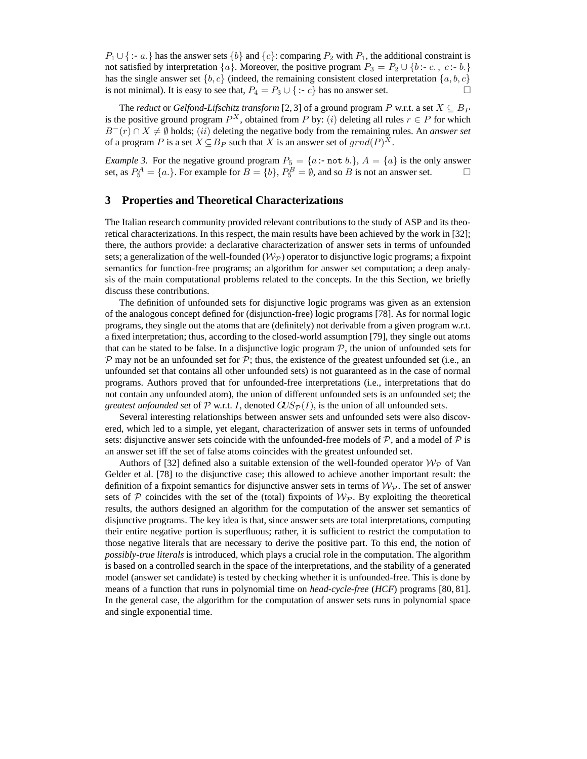$P_1 \cup \{ \text{:-}\ a. \}$ has the answer sets $\{b\}$ and $\{c\}$: comparing $P_2$ with $P_1$, the additional constraint is not satisfied by interpretation $\{a\}$. Moreover, the positive program $P_3 = P_2 \cup \{b \text{:-}\ c.\,,\ c \text{:-}\ b.\}$ has the single answer set $\{b, c\}$ (indeed, the remaining consistent closed interpretation $\{a, b, c\}$ is not minimal). It is easy to see that, $P_4 = P_3 \cup \{ \text{:-}\ c\}$ has no answer set. □

The *reduct* or *Gelfond-Lifschitz transform* [2, 3] of a ground program $P$ w.r.t. a set $X \subseteq B_P$ is the positive ground program $P^X$, obtained from $P$ by: $(i)$ deleting all rules $r \in P$ for which $B^-(r) \cap X \neq \emptyset$ holds; $(ii)$ deleting the negative body from the remaining rules. An *answer set* of a program $P$ is a set $X \subseteq B_P$ such that $X$ is an answer set of $grnd(P)^X$.

*Example 3.* For the negative ground program $P_5 = \{a \text{:-}\ \texttt{not}\ b.\}$, $A = \{a\}$ is the only answer set, as $P_5^A = \{a.\}$. For example for $B = \{b\}$, $P_5^B = \emptyset$, and so $B$ is not an answer set. □

## 3 Properties and Theoretical Characterizations

The Italian research community provided relevant contributions to the study of ASP and its theoretical characterizations. In this respect, the main results have been achieved by the work in [32]; there, the authors provide: a declarative characterization of answer sets in terms of unfounded sets; a generalization of the well-founded ($\mathcal{W}_\mathcal{P}$) operator to disjunctive logic programs; a fixpoint semantics for function-free programs; an algorithm for answer set computation; a deep analysis of the main computational problems related to the concepts. In the this Section, we briefly discuss these contributions.

The definition of unfounded sets for disjunctive logic programs was given as an extension of the analogous concept defined for (disjunction-free) logic programs [78]. As for normal logic programs, they single out the atoms that are (definitely) not derivable from a given program w.r.t. a fixed interpretation; thus, according to the closed-world assumption [79], they single out atoms that can be stated to be false. In a disjunctive logic program $\mathcal{P}$, the union of unfounded sets for $\mathcal{P}$ may not be an unfounded set for $\mathcal{P}$; thus, the existence of the greatest unfounded set (i.e., an unfounded set that contains all other unfounded sets) is not guaranteed as in the case of normal programs. Authors proved that for unfounded-free interpretations (i.e., interpretations that do not contain any unfounded atom), the union of different unfounded sets is an unfounded set; the *greatest unfounded set* of $\mathcal{P}$ w.r.t. $I$, denoted $GUS_\mathcal{P}(I)$, is the union of all unfounded sets.

Several interesting relationships between answer sets and unfounded sets were also discovered, which led to a simple, yet elegant, characterization of answer sets in terms of unfounded sets: disjunctive answer sets coincide with the unfounded-free models of $\mathcal{P}$, and a model of $\mathcal{P}$ is an answer set iff the set of false atoms coincides with the greatest unfounded set.

Authors of [32] defined also a suitable extension of the well-founded operator $\mathcal{W}_\mathcal{P}$ of Van Gelder et al. [78] to the disjunctive case; this allowed to achieve another important result: the definition of a fixpoint semantics for disjunctive answer sets in terms of $\mathcal{W}_\mathcal{P}$. The set of answer sets of $\mathcal{P}$ coincides with the set of the (total) fixpoints of $\mathcal{W}_\mathcal{P}$. By exploiting the theoretical results, the authors designed an algorithm for the computation of the answer set semantics of disjunctive programs. The key idea is that, since answer sets are total interpretations, computing their entire negative portion is superfluous; rather, it is sufficient to restrict the computation to those negative literals that are necessary to derive the positive part. To this end, the notion of *possibly-true literals* is introduced, which plays a crucial role in the computation. The algorithm is based on a controlled search in the space of the interpretations, and the stability of a generated model (answer set candidate) is tested by checking whether it is unfounded-free. This is done by means of a function that runs in polynomial time on *head-cycle-free* (*HCF*) programs [80, 81]. In the general case, the algorithm for the computation of answer sets runs in polynomial space and single exponential time.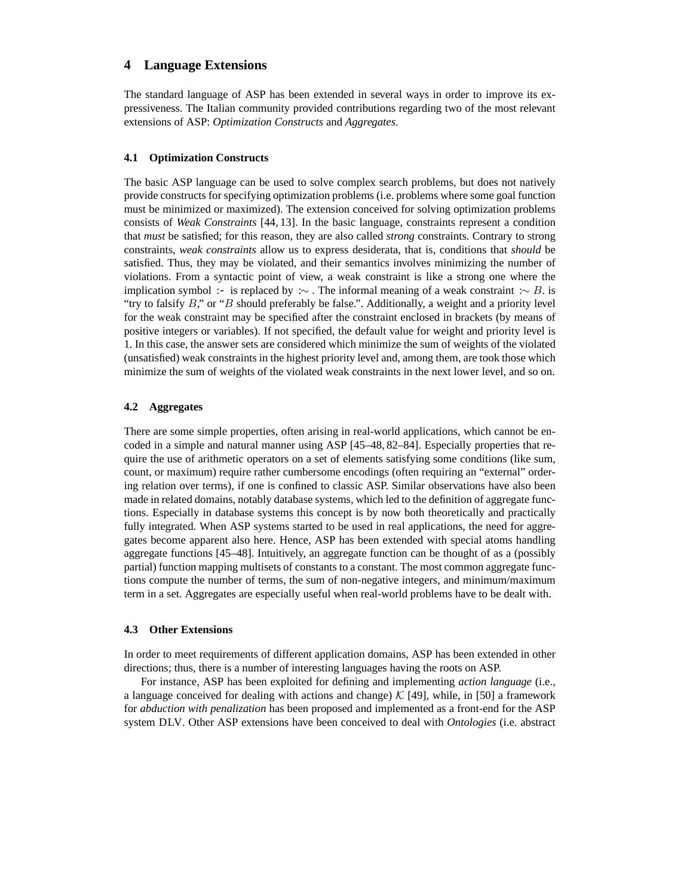## 4 Language Extensions

The standard language of ASP has been extended in several ways in order to improve its expressiveness. The Italian community provided contributions regarding two of the most relevant extensions of ASP: *Optimization Constructs* and *Aggregates*.

### 4.1 Optimization Constructs

The basic ASP language can be used to solve complex search problems, but does not natively provide constructs for specifying optimization problems (i.e. problems where some goal function must be minimized or maximized). The extension conceived for solving optimization problems consists of *Weak Constraints* [44, 13]. In the basic language, constraints represent a condition that *must* be satisfied; for this reason, they are also called *strong* constraints. Contrary to strong constraints, *weak constraints* allow us to express desiderata, that is, conditions that *should* be satisfied. Thus, they may be violated, and their semantics involves minimizing the number of violations. From a syntactic point of view, a weak constraint is like a strong one where the implication symbol :- is replaced by $:\sim$ . The informal meaning of a weak constraint $:\sim B.$ is "try to falsify $B$," or "$B$ should preferably be false.". Additionally, a weight and a priority level for the weak constraint may be specified after the constraint enclosed in brackets (by means of positive integers or variables). If not specified, the default value for weight and priority level is 1. In this case, the answer sets are considered which minimize the sum of weights of the violated (unsatisfied) weak constraints in the highest priority level and, among them, are took those which minimize the sum of weights of the violated weak constraints in the next lower level, and so on.

### 4.2 Aggregates

There are some simple properties, often arising in real-world applications, which cannot be encoded in a simple and natural manner using ASP [45–48, 82–84]. Especially properties that require the use of arithmetic operators on a set of elements satisfying some conditions (like sum, count, or maximum) require rather cumbersome encodings (often requiring an "external" ordering relation over terms), if one is confined to classic ASP. Similar observations have also been made in related domains, notably database systems, which led to the definition of aggregate functions. Especially in database systems this concept is by now both theoretically and practically fully integrated. When ASP systems started to be used in real applications, the need for aggregates become apparent also here. Hence, ASP has been extended with special atoms handling aggregate functions [45–48]. Intuitively, an aggregate function can be thought of as a (possibly partial) function mapping multisets of constants to a constant. The most common aggregate functions compute the number of terms, the sum of non-negative integers, and minimum/maximum term in a set. Aggregates are especially useful when real-world problems have to be dealt with.

### 4.3 Other Extensions

In order to meet requirements of different application domains, ASP has been extended in other directions; thus, there is a number of interesting languages having the roots on ASP.

For instance, ASP has been exploited for defining and implementing *action language* (i.e., a language conceived for dealing with actions and change) $\mathcal{K}$ [49], while, in [50] a framework for *abduction with penalization* has been proposed and implemented as a front-end for the ASP system DLV. Other ASP extensions have been conceived to deal with *Ontologies* (i.e. abstract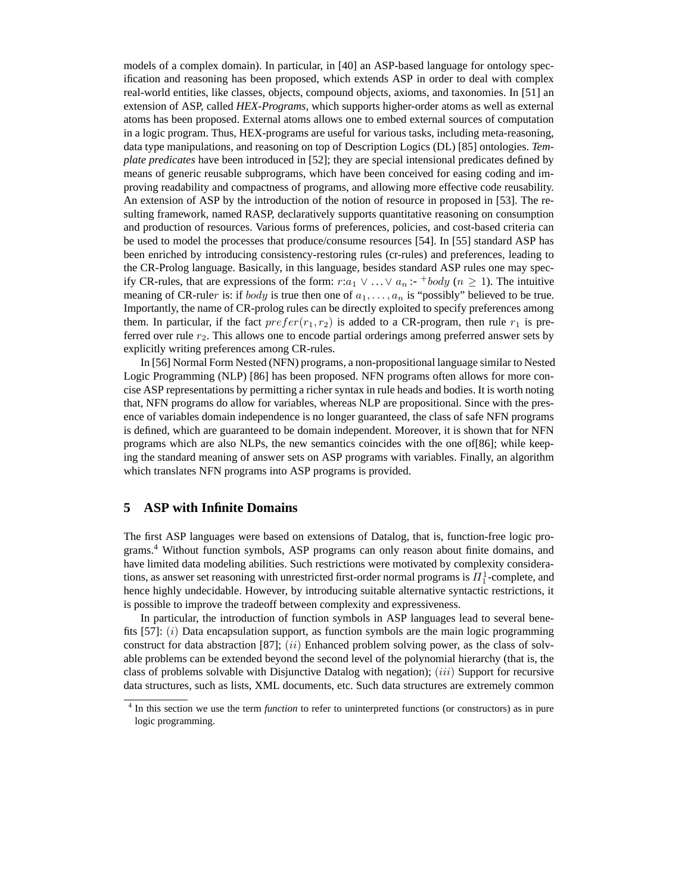models of a complex domain). In particular, in [40] an ASP-based language for ontology specification and reasoning has been proposed, which extends ASP in order to deal with complex real-world entities, like classes, objects, compound objects, axioms, and taxonomies. In [51] an extension of ASP, called *HEX-Programs*, which supports higher-order atoms as well as external atoms has been proposed. External atoms allows one to embed external sources of computation in a logic program. Thus, HEX-programs are useful for various tasks, including meta-reasoning, data type manipulations, and reasoning on top of Description Logics (DL) [85] ontologies. *Template predicates* have been introduced in [52]; they are special intensional predicates defined by means of generic reusable subprograms, which have been conceived for easing coding and improving readability and compactness of programs, and allowing more effective code reusability. An extension of ASP by the introduction of the notion of resource in proposed in [53]. The resulting framework, named RASP, declaratively supports quantitative reasoning on consumption and production of resources. Various forms of preferences, policies, and cost-based criteria can be used to model the processes that produce/consume resources [54]. In [55] standard ASP has been enriched by introducing consistency-restoring rules (cr-rules) and preferences, leading to the CR-Prolog language. Basically, in this language, besides standard ASP rules one may specify CR-rules, that are expressions of the form: $r{:}a_1 \vee \ldots \vee a_n$ :- $^{+}body$ ($n \geq 1$). The intuitive meaning of CR-rule$r$ is: if $body$ is true then one of $a_1, \ldots, a_n$ is "possibly" believed to be true. Importantly, the name of CR-prolog rules can be directly exploited to specify preferences among them. In particular, if the fact $prefer(r_1, r_2)$ is added to a CR-program, then rule $r_1$ is preferred over rule $r_2$. This allows one to encode partial orderings among preferred answer sets by explicitly writing preferences among CR-rules.

In [56] Normal Form Nested (NFN) programs, a non-propositional language similar to Nested Logic Programming (NLP) [86] has been proposed. NFN programs often allows for more concise ASP representations by permitting a richer syntax in rule heads and bodies. It is worth noting that, NFN programs do allow for variables, whereas NLP are propositional. Since with the presence of variables domain independence is no longer guaranteed, the class of safe NFN programs is defined, which are guaranteed to be domain independent. Moreover, it is shown that for NFN programs which are also NLPs, the new semantics coincides with the one of[86]; while keeping the standard meaning of answer sets on ASP programs with variables. Finally, an algorithm which translates NFN programs into ASP programs is provided.

## 5 ASP with Infinite Domains

The first ASP languages were based on extensions of Datalog, that is, function-free logic programs.[4] Without function symbols, ASP programs can only reason about finite domains, and have limited data modeling abilities. Such restrictions were motivated by complexity considerations, as answer set reasoning with unrestricted first-order normal programs is $\Pi^1_1$-complete, and hence highly undecidable. However, by introducing suitable alternative syntactic restrictions, it is possible to improve the tradeoff between complexity and expressiveness.

In particular, the introduction of function symbols in ASP languages lead to several benefits [57]: $(i)$ Data encapsulation support, as function symbols are the main logic programming construct for data abstraction [87]; $(ii)$ Enhanced problem solving power, as the class of solvable problems can be extended beyond the second level of the polynomial hierarchy (that is, the class of problems solvable with Disjunctive Datalog with negation); $(iii)$ Support for recursive data structures, such as lists, XML documents, etc. Such data structures are extremely common

[4] In this section we use the term *function* to refer to uninterpreted functions (or constructors) as in pure logic programming.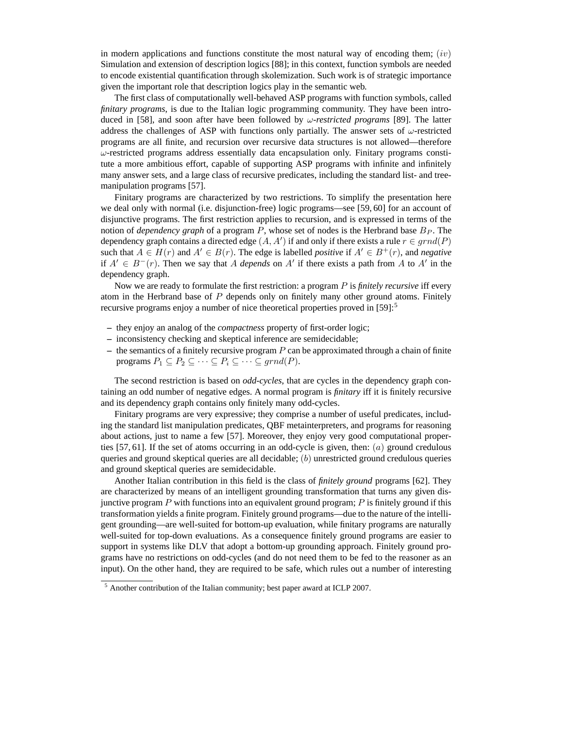in modern applications and functions constitute the most natural way of encoding them; $(iv)$ Simulation and extension of description logics [88]; in this context, function symbols are needed to encode existential quantification through skolemization. Such work is of strategic importance given the important role that description logics play in the semantic web.

The first class of computationally well-behaved ASP programs with function symbols, called *finitary programs*, is due to the Italian logic programming community. They have been introduced in [58], and soon after have been followed by *$\omega$-restricted programs* [89]. The latter address the challenges of ASP with functions only partially. The answer sets of $\omega$-restricted programs are all finite, and recursion over recursive data structures is not allowed—therefore $\omega$-restricted programs address essentially data encapsulation only. Finitary programs constitute a more ambitious effort, capable of supporting ASP programs with infinite and infinitely many answer sets, and a large class of recursive predicates, including the standard list- and tree-manipulation programs [57].

Finitary programs are characterized by two restrictions. To simplify the presentation here we deal only with normal (i.e. disjunction-free) logic programs—see [59, 60] for an account of disjunctive programs. The first restriction applies to recursion, and is expressed in terms of the notion of *dependency graph* of a program $P$, whose set of nodes is the Herbrand base $B_P$. The dependency graph contains a directed edge $(A, A')$ if and only if there exists a rule $r \in grnd(P)$ such that $A \in H(r)$ and $A' \in B(r)$. The edge is labelled *positive* if $A' \in B^+(r)$, and *negative* if $A' \in B^-(r)$. Then we say that $A$ *depends* on $A'$ if there exists a path from $A$ to $A'$ in the dependency graph.

Now we are ready to formulate the first restriction: a program $P$ is *finitely recursive* iff every atom in the Herbrand base of $P$ depends only on finitely many other ground atoms. Finitely recursive programs enjoy a number of nice theoretical properties proved in [59]:[5]

- they enjoy an analog of the *compactness* property of first-order logic;
- inconsistency checking and skeptical inference are semidecidable;
- the semantics of a finitely recursive program $P$ can be approximated through a chain of finite programs $P_1 \subseteq P_2 \subseteq \cdots \subseteq P_i \subseteq \cdots \subseteq grnd(P)$.

The second restriction is based on *odd-cycles*, that are cycles in the dependency graph containing an odd number of negative edges. A normal program is *finitary* iff it is finitely recursive and its dependency graph contains only finitely many odd-cycles.

Finitary programs are very expressive; they comprise a number of useful predicates, including the standard list manipulation predicates, QBF metainterpreters, and programs for reasoning about actions, just to name a few [57]. Moreover, they enjoy very good computational properties [57, 61]. If the set of atoms occurring in an odd-cycle is given, then: $(a)$ ground credulous queries and ground skeptical queries are all decidable; $(b)$ unrestricted ground credulous queries and ground skeptical queries are semidecidable.

Another Italian contribution in this field is the class of *finitely ground* programs [62]. They are characterized by means of an intelligent grounding transformation that turns any given disjunctive program $P$ with functions into an equivalent ground program; $P$ is finitely ground if this transformation yields a finite program. Finitely ground programs—due to the nature of the intelligent grounding—are well-suited for bottom-up evaluation, while finitary programs are naturally well-suited for top-down evaluations. As a consequence finitely ground programs are easier to support in systems like DLV that adopt a bottom-up grounding approach. Finitely ground programs have no restrictions on odd-cycles (and do not need them to be fed to the reasoner as an input). On the other hand, they are required to be safe, which rules out a number of interesting

[5] Another contribution of the Italian community; best paper award at ICLP 2007.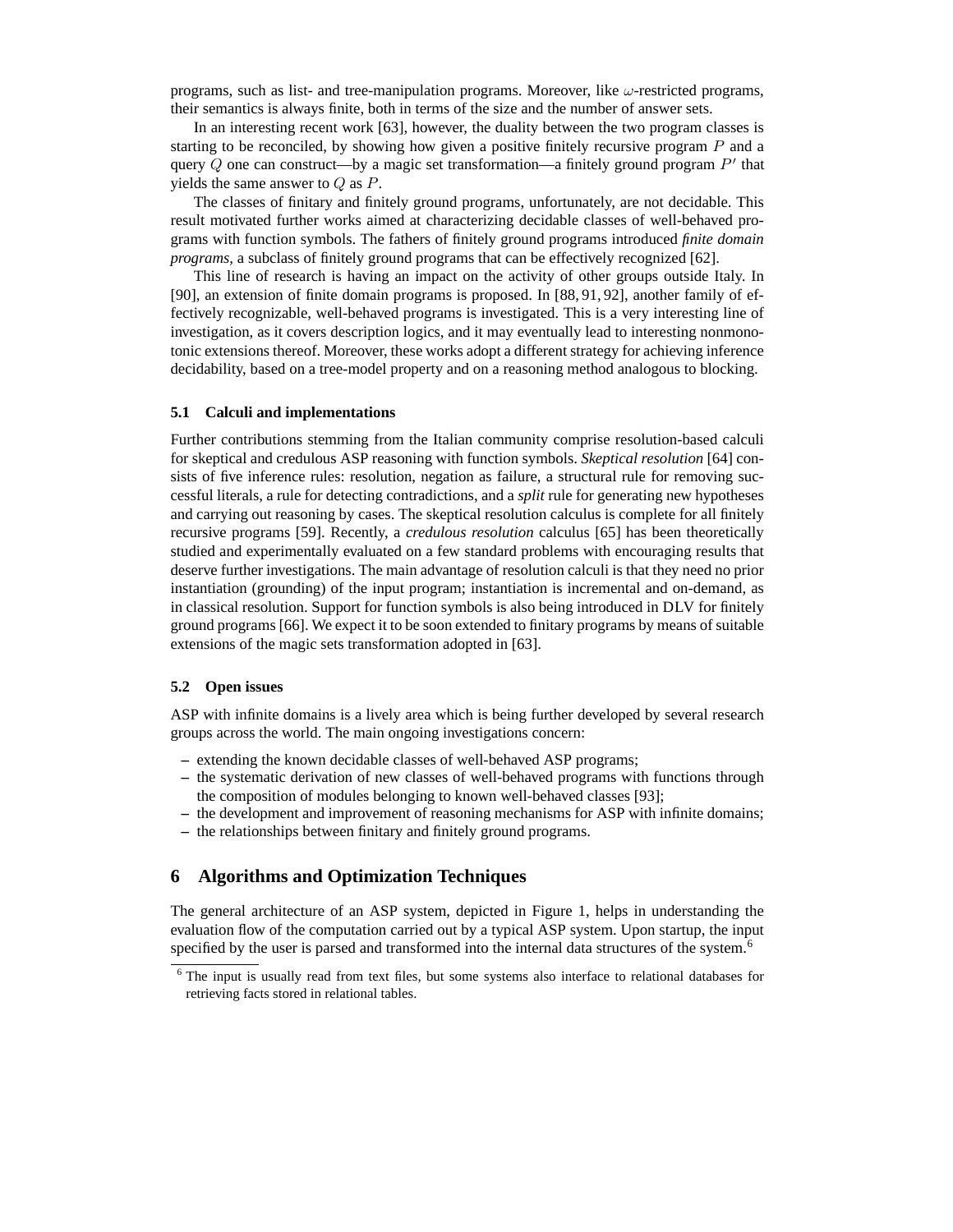programs, such as list- and tree-manipulation programs. Moreover, like $\omega$-restricted programs, their semantics is always finite, both in terms of the size and the number of answer sets.

In an interesting recent work [63], however, the duality between the two program classes is starting to be reconciled, by showing how given a positive finitely recursive program $P$ and a query $Q$ one can construct—by a magic set transformation—a finitely ground program $P'$ that yields the same answer to $Q$ as $P$.

The classes of finitary and finitely ground programs, unfortunately, are not decidable. This result motivated further works aimed at characterizing decidable classes of well-behaved programs with function symbols. The fathers of finitely ground programs introduced *finite domain programs*, a subclass of finitely ground programs that can be effectively recognized [62].

This line of research is having an impact on the activity of other groups outside Italy. In [90], an extension of finite domain programs is proposed. In [88, 91, 92], another family of effectively recognizable, well-behaved programs is investigated. This is a very interesting line of investigation, as it covers description logics, and it may eventually lead to interesting nonmonotonic extensions thereof. Moreover, these works adopt a different strategy for achieving inference decidability, based on a tree-model property and on a reasoning method analogous to blocking.

### 5.1 Calculi and implementations

Further contributions stemming from the Italian community comprise resolution-based calculi for skeptical and credulous ASP reasoning with function symbols. *Skeptical resolution* [64] consists of five inference rules: resolution, negation as failure, a structural rule for removing successful literals, a rule for detecting contradictions, and a *split* rule for generating new hypotheses and carrying out reasoning by cases. The skeptical resolution calculus is complete for all finitely recursive programs [59]. Recently, a *credulous resolution* calculus [65] has been theoretically studied and experimentally evaluated on a few standard problems with encouraging results that deserve further investigations. The main advantage of resolution calculi is that they need no prior instantiation (grounding) of the input program; instantiation is incremental and on-demand, as in classical resolution. Support for function symbols is also being introduced in DLV for finitely ground programs [66]. We expect it to be soon extended to finitary programs by means of suitable extensions of the magic sets transformation adopted in [63].

### 5.2 Open issues

ASP with infinite domains is a lively area which is being further developed by several research groups across the world. The main ongoing investigations concern:

- extending the known decidable classes of well-behaved ASP programs;
- the systematic derivation of new classes of well-behaved programs with functions through the composition of modules belonging to known well-behaved classes [93];
- the development and improvement of reasoning mechanisms for ASP with infinite domains;
- the relationships between finitary and finitely ground programs.

## 6 Algorithms and Optimization Techniques

The general architecture of an ASP system, depicted in Figure 1, helps in understanding the evaluation flow of the computation carried out by a typical ASP system. Upon startup, the input specified by the user is parsed and transformed into the internal data structures of the system.[6]

[6] The input is usually read from text files, but some systems also interface to relational databases for retrieving facts stored in relational tables.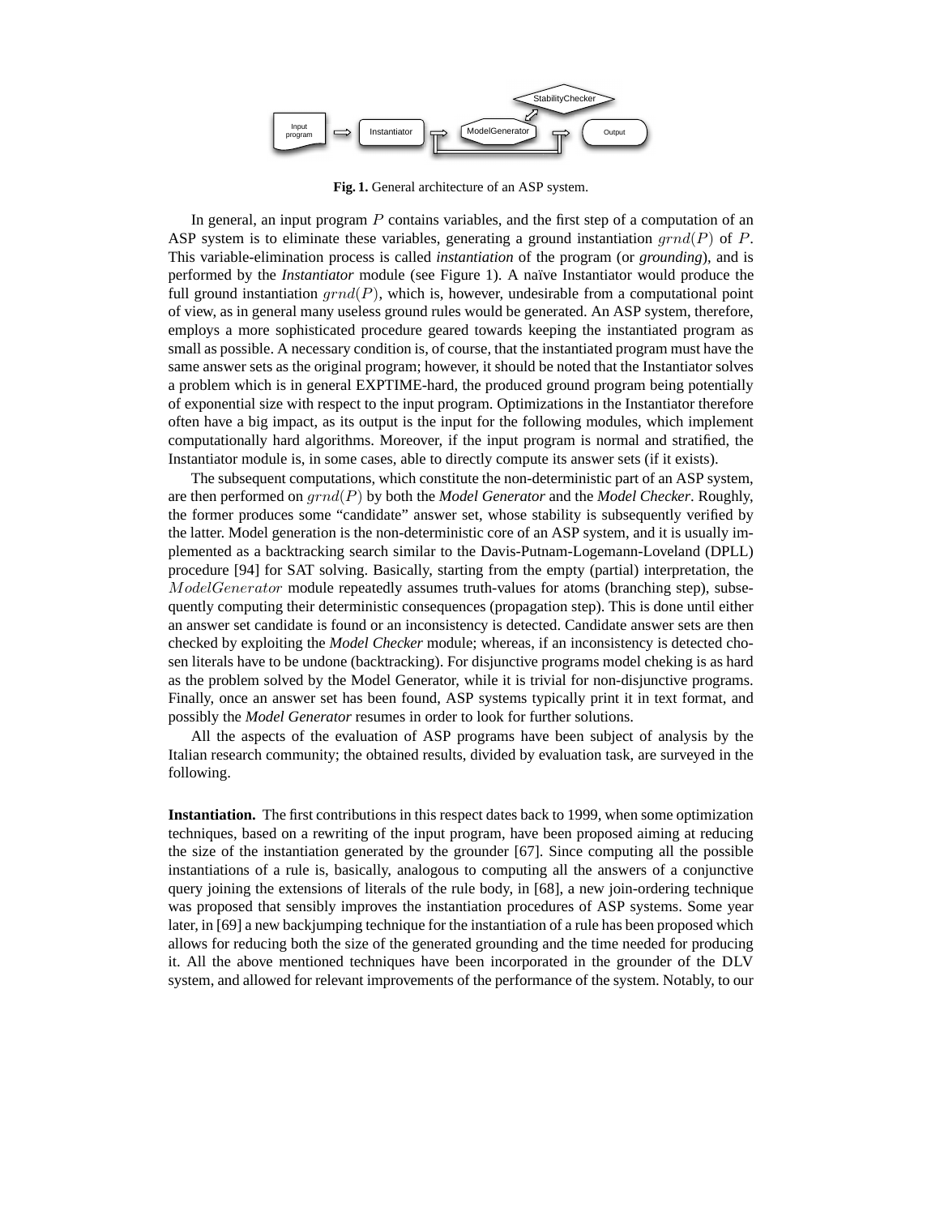Input program

Instantiator

ModelGenerator

StabilityChecker

Output

**Fig. 1.** General architecture of an ASP system.

In general, an input program $P$ contains variables, and the first step of a computation of an ASP system is to eliminate these variables, generating a ground instantiation $grnd(P)$ of $P$. This variable-elimination process is called *instantiation* of the program (or *grounding*), and is performed by the *Instantiator* module (see Figure 1). A naïve Instantiator would produce the full ground instantiation $grnd(P)$, which is, however, undesirable from a computational point of view, as in general many useless ground rules would be generated. An ASP system, therefore, employs a more sophisticated procedure geared towards keeping the instantiated program as small as possible. A necessary condition is, of course, that the instantiated program must have the same answer sets as the original program; however, it should be noted that the Instantiator solves a problem which is in general EXPTIME-hard, the produced ground program being potentially of exponential size with respect to the input program. Optimizations in the Instantiator therefore often have a big impact, as its output is the input for the following modules, which implement computationally hard algorithms. Moreover, if the input program is normal and stratified, the Instantiator module is, in some cases, able to directly compute its answer sets (if it exists).

The subsequent computations, which constitute the non-deterministic part of an ASP system, are then performed on $grnd(P)$ by both the *Model Generator* and the *Model Checker*. Roughly, the former produces some "candidate" answer set, whose stability is subsequently verified by the latter. Model generation is the non-deterministic core of an ASP system, and it is usually implemented as a backtracking search similar to the Davis-Putnam-Logemann-Loveland (DPLL) procedure [94] for SAT solving. Basically, starting from the empty (partial) interpretation, the $ModelGenerator$ module repeatedly assumes truth-values for atoms (branching step), subsequently computing their deterministic consequences (propagation step). This is done until either an answer set candidate is found or an inconsistency is detected. Candidate answer sets are then checked by exploiting the *Model Checker* module; whereas, if an inconsistency is detected chosen literals have to be undone (backtracking). For disjunctive programs model cheking is as hard as the problem solved by the Model Generator, while it is trivial for non-disjunctive programs. Finally, once an answer set has been found, ASP systems typically print it in text format, and possibly the *Model Generator* resumes in order to look for further solutions.

All the aspects of the evaluation of ASP programs have been subject of analysis by the Italian research community; the obtained results, divided by evaluation task, are surveyed in the following.

**Instantiation.** The first contributions in this respect dates back to 1999, when some optimization techniques, based on a rewriting of the input program, have been proposed aiming at reducing the size of the instantiation generated by the grounder [67]. Since computing all the possible instantiations of a rule is, basically, analogous to computing all the answers of a conjunctive query joining the extensions of literals of the rule body, in [68], a new join-ordering technique was proposed that sensibly improves the instantiation procedures of ASP systems. Some year later, in [69] a new backjumping technique for the instantiation of a rule has been proposed which allows for reducing both the size of the generated grounding and the time needed for producing it. All the above mentioned techniques have been incorporated in the grounder of the DLV system, and allowed for relevant improvements of the performance of the system. Notably, to our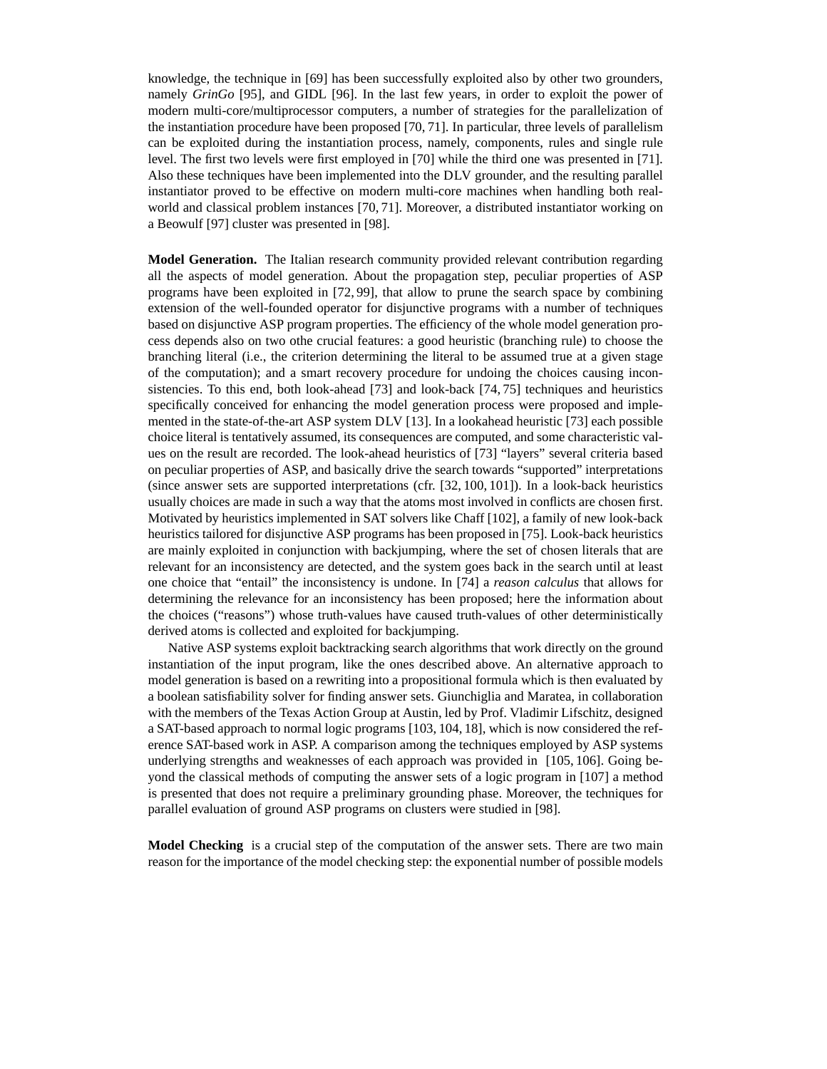knowledge, the technique in [69] has been successfully exploited also by other two grounders, namely *GrinGo* [95], and GIDL [96]. In the last few years, in order to exploit the power of modern multi-core/multiprocessor computers, a number of strategies for the parallelization of the instantiation procedure have been proposed [70, 71]. In particular, three levels of parallelism can be exploited during the instantiation process, namely, components, rules and single rule level. The first two levels were first employed in [70] while the third one was presented in [71]. Also these techniques have been implemented into the DLV grounder, and the resulting parallel instantiator proved to be effective on modern multi-core machines when handling both real-world and classical problem instances [70, 71]. Moreover, a distributed instantiator working on a Beowulf [97] cluster was presented in [98].

**Model Generation.** The Italian research community provided relevant contribution regarding all the aspects of model generation. About the propagation step, peculiar properties of ASP programs have been exploited in [72, 99], that allow to prune the search space by combining extension of the well-founded operator for disjunctive programs with a number of techniques based on disjunctive ASP program properties. The efficiency of the whole model generation process depends also on two othe crucial features: a good heuristic (branching rule) to choose the branching literal (i.e., the criterion determining the literal to be assumed true at a given stage of the computation); and a smart recovery procedure for undoing the choices causing inconsistencies. To this end, both look-ahead [73] and look-back [74, 75] techniques and heuristics specifically conceived for enhancing the model generation process were proposed and implemented in the state-of-the-art ASP system DLV [13]. In a lookahead heuristic [73] each possible choice literal is tentatively assumed, its consequences are computed, and some characteristic values on the result are recorded. The look-ahead heuristics of [73] "layers" several criteria based on peculiar properties of ASP, and basically drive the search towards "supported" interpretations (since answer sets are supported interpretations (cfr. [32, 100, 101]). In a look-back heuristics usually choices are made in such a way that the atoms most involved in conflicts are chosen first. Motivated by heuristics implemented in SAT solvers like Chaff [102], a family of new look-back heuristics tailored for disjunctive ASP programs has been proposed in [75]. Look-back heuristics are mainly exploited in conjunction with backjumping, where the set of chosen literals that are relevant for an inconsistency are detected, and the system goes back in the search until at least one choice that "entail" the inconsistency is undone. In [74] a *reason calculus* that allows for determining the relevance for an inconsistency has been proposed; here the information about the choices ("reasons") whose truth-values have caused truth-values of other deterministically derived atoms is collected and exploited for backjumping.

Native ASP systems exploit backtracking search algorithms that work directly on the ground instantiation of the input program, like the ones described above. An alternative approach to model generation is based on a rewriting into a propositional formula which is then evaluated by a boolean satisfiability solver for finding answer sets. Giunchiglia and Maratea, in collaboration with the members of the Texas Action Group at Austin, led by Prof. Vladimir Lifschitz, designed a SAT-based approach to normal logic programs [103, 104, 18], which is now considered the reference SAT-based work in ASP. A comparison among the techniques employed by ASP systems underlying strengths and weaknesses of each approach was provided in [105, 106]. Going beyond the classical methods of computing the answer sets of a logic program in [107] a method is presented that does not require a preliminary grounding phase. Moreover, the techniques for parallel evaluation of ground ASP programs on clusters were studied in [98].

**Model Checking** is a crucial step of the computation of the answer sets. There are two main reason for the importance of the model checking step: the exponential number of possible models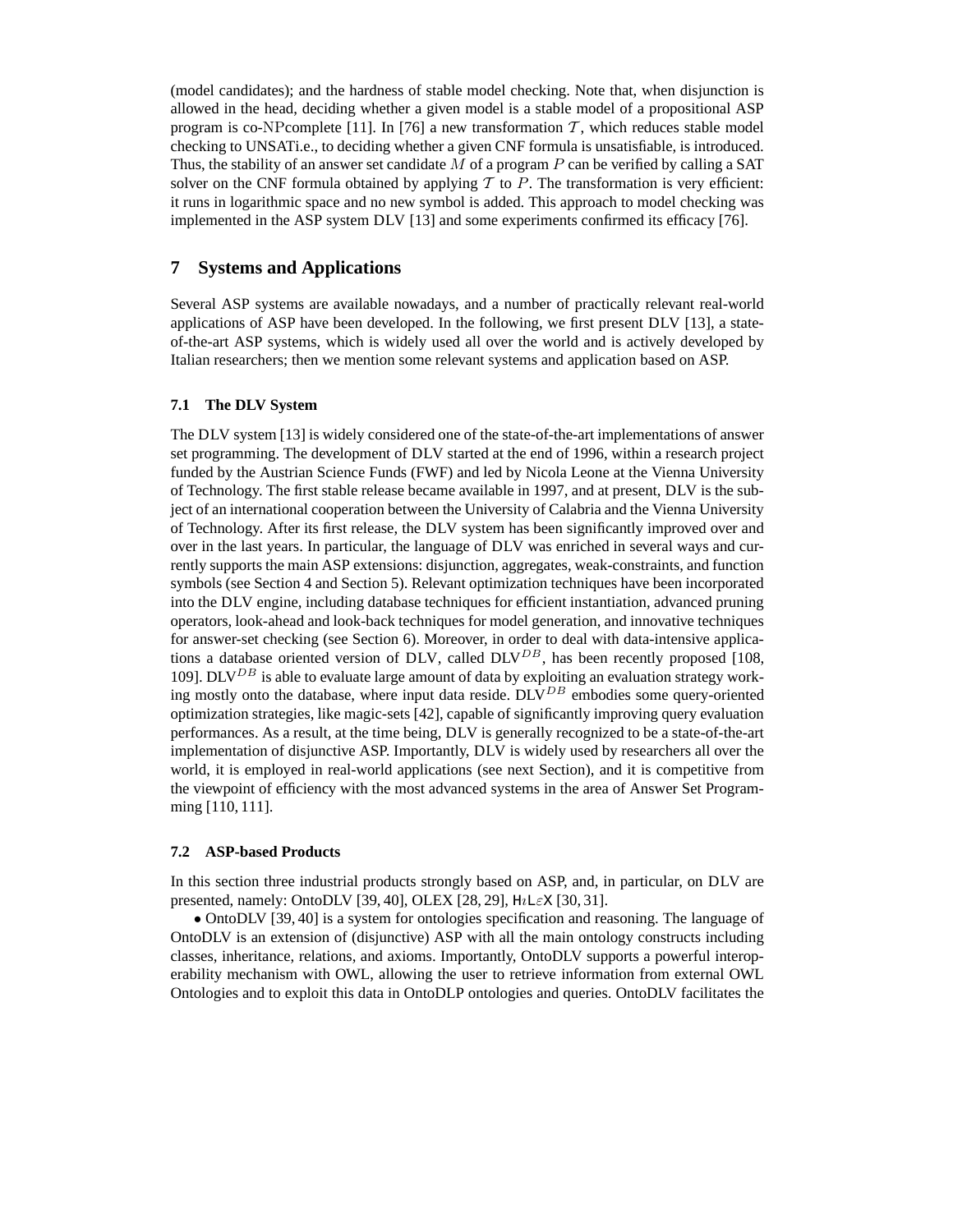(model candidates); and the hardness of stable model checking. Note that, when disjunction is allowed in the head, deciding whether a given model is a stable model of a propositional ASP program is co-NPcomplete [11]. In [76] a new transformation $\mathcal{T}$, which reduces stable model checking to UNSATi.e., to deciding whether a given CNF formula is unsatisfiable, is introduced. Thus, the stability of an answer set candidate $M$ of a program $P$ can be verified by calling a SAT solver on the CNF formula obtained by applying $\mathcal{T}$ to $P$. The transformation is very efficient: it runs in logarithmic space and no new symbol is added. This approach to model checking was implemented in the ASP system DLV [13] and some experiments confirmed its efficacy [76].

## 7 Systems and Applications

Several ASP systems are available nowadays, and a number of practically relevant real-world applications of ASP have been developed. In the following, we first present DLV [13], a state-of-the-art ASP systems, which is widely used all over the world and is actively developed by Italian researchers; then we mention some relevant systems and application based on ASP.

### 7.1 The DLV System

The DLV system [13] is widely considered one of the state-of-the-art implementations of answer set programming. The development of DLV started at the end of 1996, within a research project funded by the Austrian Science Funds (FWF) and led by Nicola Leone at the Vienna University of Technology. The first stable release became available in 1997, and at present, DLV is the subject of an international cooperation between the University of Calabria and the Vienna University of Technology. After its first release, the DLV system has been significantly improved over and over in the last years. In particular, the language of DLV was enriched in several ways and currently supports the main ASP extensions: disjunction, aggregates, weak-constraints, and function symbols (see Section 4 and Section 5). Relevant optimization techniques have been incorporated into the DLV engine, including database techniques for efficient instantiation, advanced pruning operators, look-ahead and look-back techniques for model generation, and innovative techniques for answer-set checking (see Section 6). Moreover, in order to deal with data-intensive applications a database oriented version of DLV, called DLV$^{DB}$, has been recently proposed [108, 109]. DLV$^{DB}$ is able to evaluate large amount of data by exploiting an evaluation strategy working mostly onto the database, where input data reside. DLV$^{DB}$ embodies some query-oriented optimization strategies, like magic-sets [42], capable of significantly improving query evaluation performances. As a result, at the time being, DLV is generally recognized to be a state-of-the-art implementation of disjunctive ASP. Importantly, DLV is widely used by researchers all over the world, it is employed in real-world applications (see next Section), and it is competitive from the viewpoint of efficiency with the most advanced systems in the area of Answer Set Programming [110, 111].

### 7.2 ASP-based Products

In this section three industrial products strongly based on ASP, and, in particular, on DLV are presented, namely: OntoDLV [39, 40], OLEX [28, 29], HιLεX [30, 31].

• OntoDLV [39, 40] is a system for ontologies specification and reasoning. The language of OntoDLV is an extension of (disjunctive) ASP with all the main ontology constructs including classes, inheritance, relations, and axioms. Importantly, OntoDLV supports a powerful interoperability mechanism with OWL, allowing the user to retrieve information from external OWL Ontologies and to exploit this data in OntoDLP ontologies and queries. OntoDLV facilitates the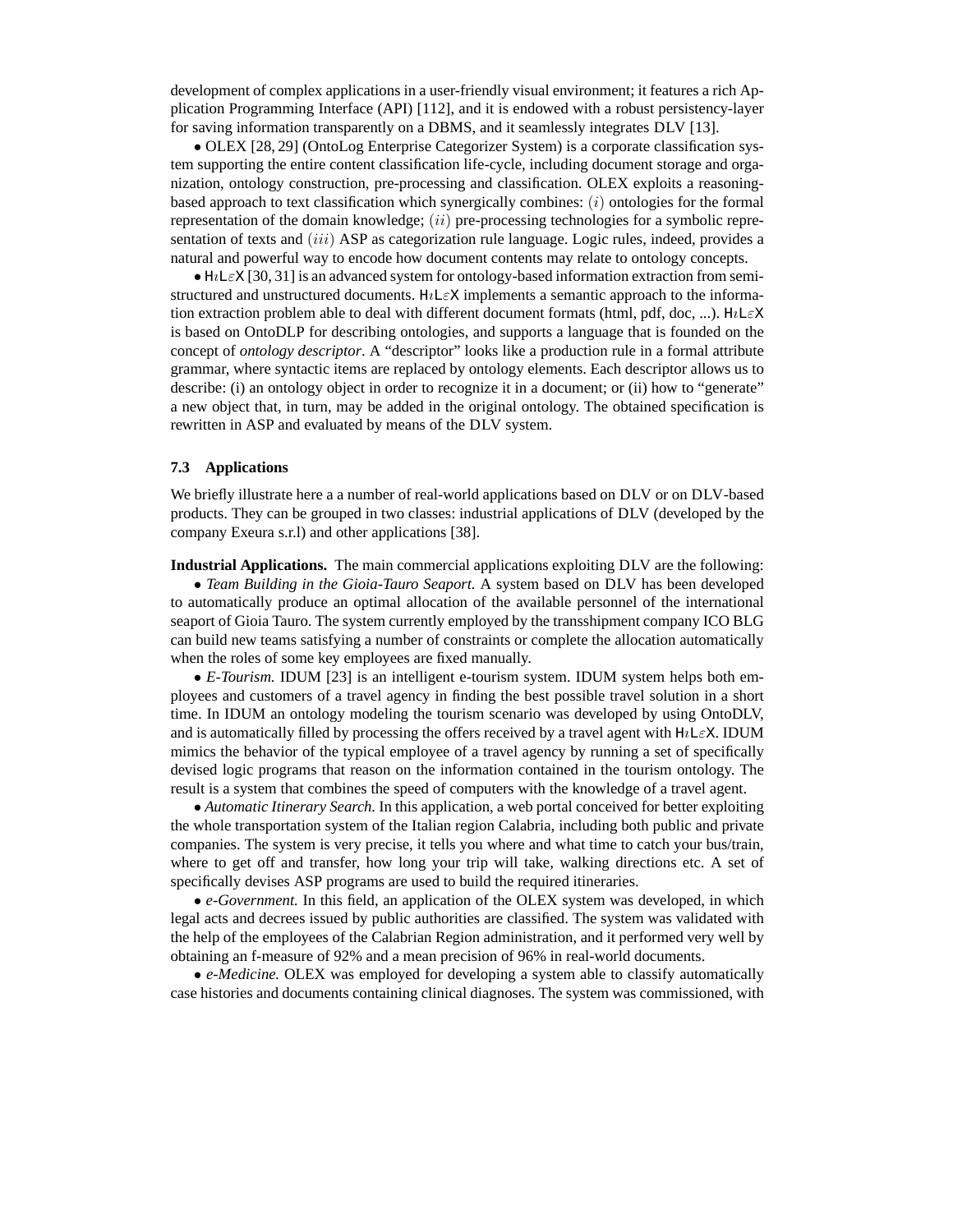development of complex applications in a user-friendly visual environment; it features a rich Application Programming Interface (API) [112], and it is endowed with a robust persistency-layer for saving information transparently on a DBMS, and it seamlessly integrates DLV [13].

• OLEX [28, 29] (OntoLog Enterprise Categorizer System) is a corporate classification system supporting the entire content classification life-cycle, including document storage and organization, ontology construction, pre-processing and classification. OLEX exploits a reasoning-based approach to text classification which synergically combines: $(i)$ ontologies for the formal representation of the domain knowledge; $(ii)$ pre-processing technologies for a symbolic representation of texts and $(iii)$ ASP as categorization rule language. Logic rules, indeed, provides a natural and powerful way to encode how document contents may relate to ontology concepts.

• H$\imath$L$\varepsilon$X [30, 31] is an advanced system for ontology-based information extraction from semi-structured and unstructured documents. H$\imath$L$\varepsilon$X implements a semantic approach to the information extraction problem able to deal with different document formats (html, pdf, doc, ...). H$\imath$L$\varepsilon$X is based on OntoDLP for describing ontologies, and supports a language that is founded on the concept of *ontology descriptor*. A "descriptor" looks like a production rule in a formal attribute grammar, where syntactic items are replaced by ontology elements. Each descriptor allows us to describe: (i) an ontology object in order to recognize it in a document; or (ii) how to "generate" a new object that, in turn, may be added in the original ontology. The obtained specification is rewritten in ASP and evaluated by means of the DLV system.

### 7.3 Applications

We briefly illustrate here a a number of real-world applications based on DLV or on DLV-based products. They can be grouped in two classes: industrial applications of DLV (developed by the company Exeura s.r.l) and other applications [38].

**Industrial Applications.** The main commercial applications exploiting DLV are the following:

• *Team Building in the Gioia-Tauro Seaport.* A system based on DLV has been developed to automatically produce an optimal allocation of the available personnel of the international seaport of Gioia Tauro. The system currently employed by the transshipment company ICO BLG can build new teams satisfying a number of constraints or complete the allocation automatically when the roles of some key employees are fixed manually.

• *E-Tourism.* IDUM [23] is an intelligent e-tourism system. IDUM system helps both employees and customers of a travel agency in finding the best possible travel solution in a short time. In IDUM an ontology modeling the tourism scenario was developed by using OntoDLV, and is automatically filled by processing the offers received by a travel agent with H$\imath$L$\varepsilon$X. IDUM mimics the behavior of the typical employee of a travel agency by running a set of specifically devised logic programs that reason on the information contained in the tourism ontology. The result is a system that combines the speed of computers with the knowledge of a travel agent.

• *Automatic Itinerary Search.* In this application, a web portal conceived for better exploiting the whole transportation system of the Italian region Calabria, including both public and private companies. The system is very precise, it tells you where and what time to catch your bus/train, where to get off and transfer, how long your trip will take, walking directions etc. A set of specifically devises ASP programs are used to build the required itineraries.

• *e-Government.* In this field, an application of the OLEX system was developed, in which legal acts and decrees issued by public authorities are classified. The system was validated with the help of the employees of the Calabrian Region administration, and it performed very well by obtaining an f-measure of 92% and a mean precision of 96% in real-world documents.

• *e-Medicine.* OLEX was employed for developing a system able to classify automatically case histories and documents containing clinical diagnoses. The system was commissioned, with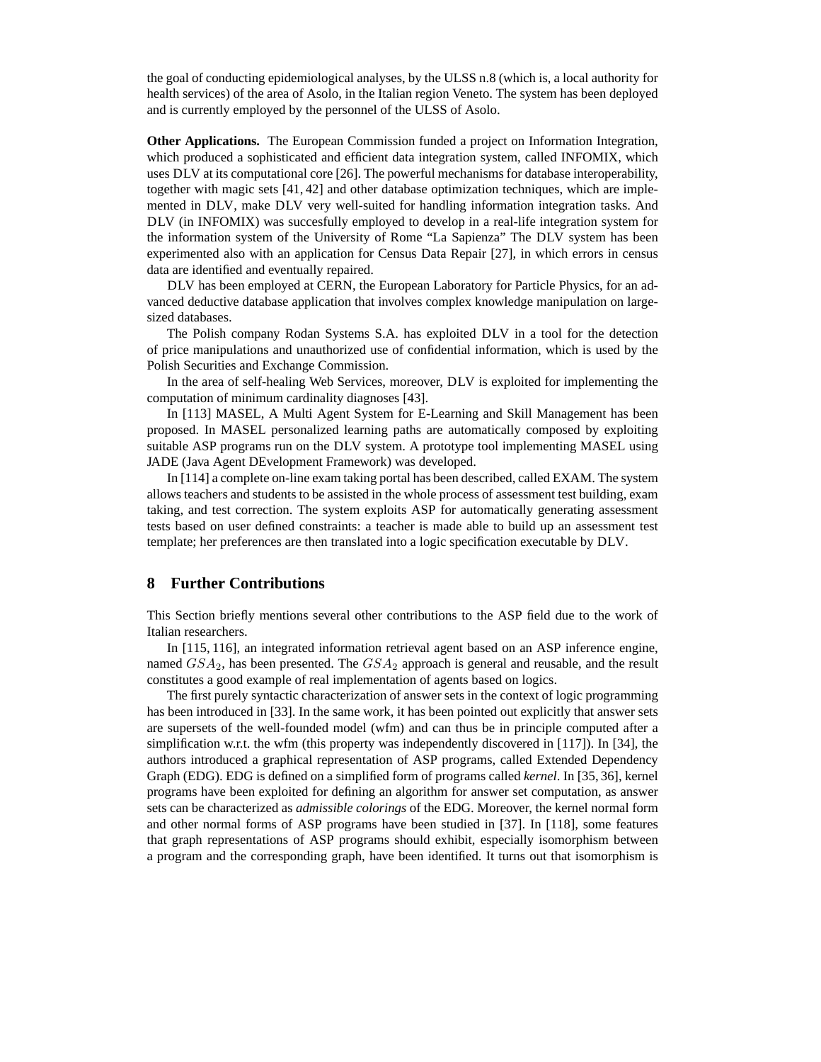the goal of conducting epidemiological analyses, by the ULSS n.8 (which is, a local authority for health services) of the area of Asolo, in the Italian region Veneto. The system has been deployed and is currently employed by the personnel of the ULSS of Asolo.

**Other Applications.** The European Commission funded a project on Information Integration, which produced a sophisticated and efficient data integration system, called INFOMIX, which uses DLV at its computational core [26]. The powerful mechanisms for database interoperability, together with magic sets [41, 42] and other database optimization techniques, which are implemented in DLV, make DLV very well-suited for handling information integration tasks. And DLV (in INFOMIX) was succesfully employed to develop in a real-life integration system for the information system of the University of Rome "La Sapienza" The DLV system has been experimented also with an application for Census Data Repair [27], in which errors in census data are identified and eventually repaired.

DLV has been employed at CERN, the European Laboratory for Particle Physics, for an advanced deductive database application that involves complex knowledge manipulation on large-sized databases.

The Polish company Rodan Systems S.A. has exploited DLV in a tool for the detection of price manipulations and unauthorized use of confidential information, which is used by the Polish Securities and Exchange Commission.

In the area of self-healing Web Services, moreover, DLV is exploited for implementing the computation of minimum cardinality diagnoses [43].

In [113] MASEL, A Multi Agent System for E-Learning and Skill Management has been proposed. In MASEL personalized learning paths are automatically composed by exploiting suitable ASP programs run on the DLV system. A prototype tool implementing MASEL using JADE (Java Agent DEvelopment Framework) was developed.

In [114] a complete on-line exam taking portal has been described, called EXAM. The system allows teachers and students to be assisted in the whole process of assessment test building, exam taking, and test correction. The system exploits ASP for automatically generating assessment tests based on user defined constraints: a teacher is made able to build up an assessment test template; her preferences are then translated into a logic specification executable by DLV.

## 8 Further Contributions

This Section briefly mentions several other contributions to the ASP field due to the work of Italian researchers.

In [115, 116], an integrated information retrieval agent based on an ASP inference engine, named $GSA_2$, has been presented. The $GSA_2$ approach is general and reusable, and the result constitutes a good example of real implementation of agents based on logics.

The first purely syntactic characterization of answer sets in the context of logic programming has been introduced in [33]. In the same work, it has been pointed out explicitly that answer sets are supersets of the well-founded model (wfm) and can thus be in principle computed after a simplification w.r.t. the wfm (this property was independently discovered in [117]). In [34], the authors introduced a graphical representation of ASP programs, called Extended Dependency Graph (EDG). EDG is defined on a simplified form of programs called *kernel*. In [35, 36], kernel programs have been exploited for defining an algorithm for answer set computation, as answer sets can be characterized as *admissible colorings* of the EDG. Moreover, the kernel normal form and other normal forms of ASP programs have been studied in [37]. In [118], some features that graph representations of ASP programs should exhibit, especially isomorphism between a program and the corresponding graph, have been identified. It turns out that isomorphism is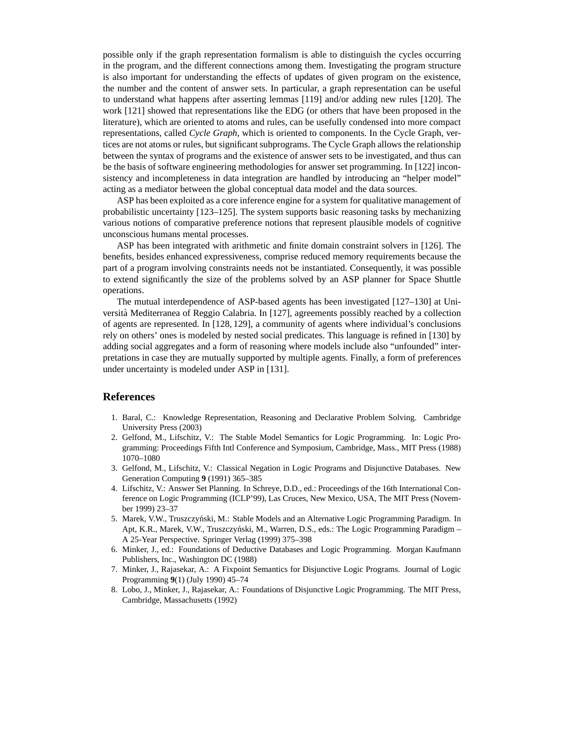possible only if the graph representation formalism is able to distinguish the cycles occurring in the program, and the different connections among them. Investigating the program structure is also important for understanding the effects of updates of given program on the existence, the number and the content of answer sets. In particular, a graph representation can be useful to understand what happens after asserting lemmas [119] and/or adding new rules [120]. The work [121] showed that representations like the EDG (or others that have been proposed in the literature), which are oriented to atoms and rules, can be usefully condensed into more compact representations, called *Cycle Graph*, which is oriented to components. In the Cycle Graph, vertices are not atoms or rules, but significant subprograms. The Cycle Graph allows the relationship between the syntax of programs and the existence of answer sets to be investigated, and thus can be the basis of software engineering methodologies for answer set programming. In [122] inconsistency and incompleteness in data integration are handled by introducing an "helper model" acting as a mediator between the global conceptual data model and the data sources.

ASP has been exploited as a core inference engine for a system for qualitative management of probabilistic uncertainty [123–125]. The system supports basic reasoning tasks by mechanizing various notions of comparative preference notions that represent plausible models of cognitive unconscious humans mental processes.

ASP has been integrated with arithmetic and finite domain constraint solvers in [126]. The benefits, besides enhanced expressiveness, comprise reduced memory requirements because the part of a program involving constraints needs not be instantiated. Consequently, it was possible to extend significantly the size of the problems solved by an ASP planner for Space Shuttle operations.

The mutual interdependence of ASP-based agents has been investigated [127–130] at Università Mediterranea of Reggio Calabria. In [127], agreements possibly reached by a collection of agents are represented. In [128, 129], a community of agents where individual's conclusions rely on others' ones is modeled by nested social predicates. This language is refined in [130] by adding social aggregates and a form of reasoning where models include also "unfounded" interpretations in case they are mutually supported by multiple agents. Finally, a form of preferences under uncertainty is modeled under ASP in [131].

## References

1. Baral, C.: Knowledge Representation, Reasoning and Declarative Problem Solving. Cambridge University Press (2003)
2. Gelfond, M., Lifschitz, V.: The Stable Model Semantics for Logic Programming. In: Logic Programming: Proceedings Fifth Intl Conference and Symposium, Cambridge, Mass., MIT Press (1988) 1070–1080
3. Gelfond, M., Lifschitz, V.: Classical Negation in Logic Programs and Disjunctive Databases. New Generation Computing **9** (1991) 365–385
4. Lifschitz, V.: Answer Set Planning. In Schreye, D.D., ed.: Proceedings of the 16th International Conference on Logic Programming (ICLP'99), Las Cruces, New Mexico, USA, The MIT Press (November 1999) 23–37
5. Marek, V.W., Truszczyński, M.: Stable Models and an Alternative Logic Programming Paradigm. In Apt, K.R., Marek, V.W., Truszczyński, M., Warren, D.S., eds.: The Logic Programming Paradigm – A 25-Year Perspective. Springer Verlag (1999) 375–398
6. Minker, J., ed.: Foundations of Deductive Databases and Logic Programming. Morgan Kaufmann Publishers, Inc., Washington DC (1988)
7. Minker, J., Rajasekar, A.: A Fixpoint Semantics for Disjunctive Logic Programs. Journal of Logic Programming **9**(1) (July 1990) 45–74
8. Lobo, J., Minker, J., Rajasekar, A.: Foundations of Disjunctive Logic Programming. The MIT Press, Cambridge, Massachusetts (1992)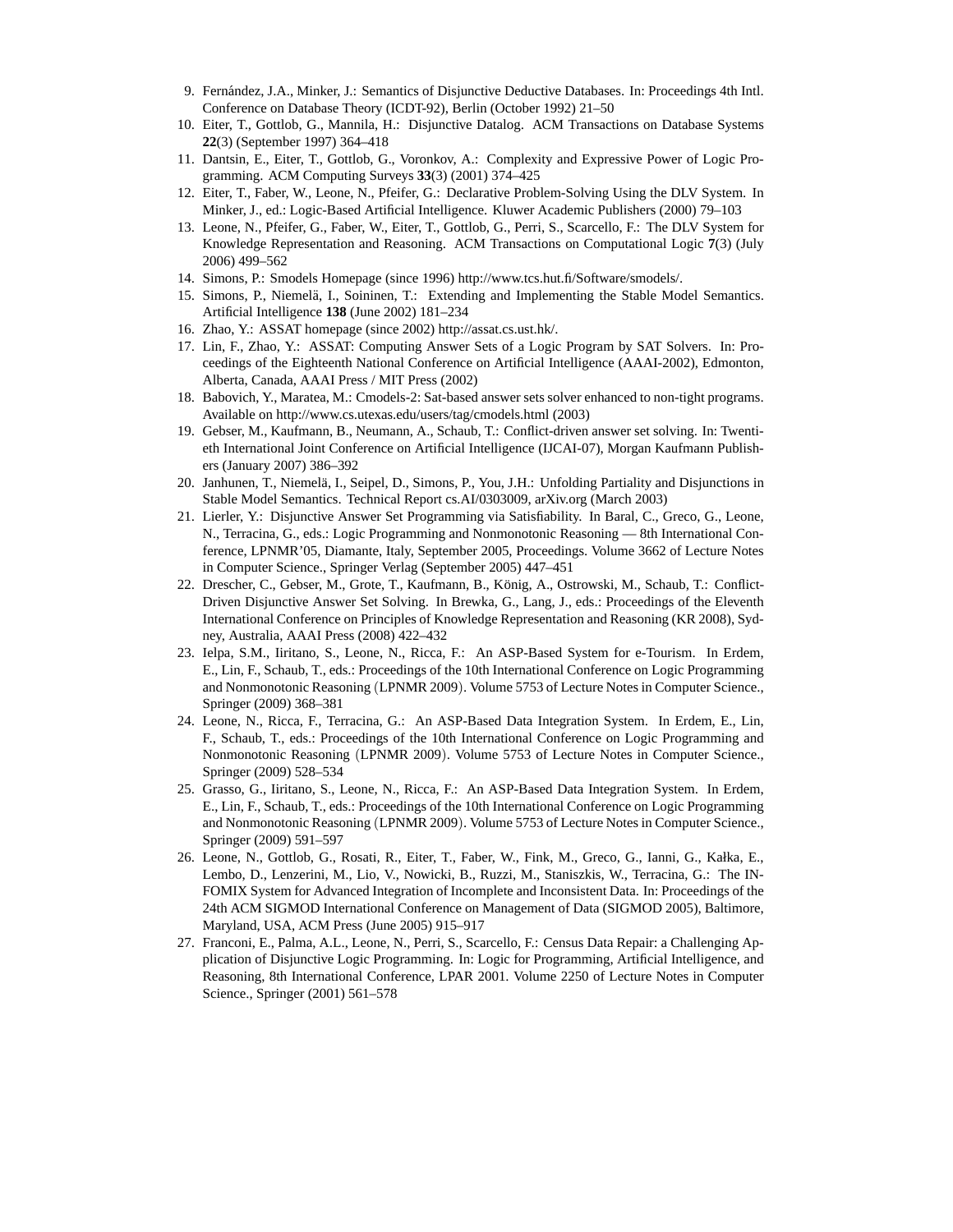9. Fernández, J.A., Minker, J.: Semantics of Disjunctive Deductive Databases. In: Proceedings 4th Intl. Conference on Database Theory (ICDT-92), Berlin (October 1992) 21–50
10. Eiter, T., Gottlob, G., Mannila, H.: Disjunctive Datalog. ACM Transactions on Database Systems **22**(3) (September 1997) 364–418
11. Dantsin, E., Eiter, T., Gottlob, G., Voronkov, A.: Complexity and Expressive Power of Logic Programming. ACM Computing Surveys **33**(3) (2001) 374–425
12. Eiter, T., Faber, W., Leone, N., Pfeifer, G.: Declarative Problem-Solving Using the DLV System. In Minker, J., ed.: Logic-Based Artificial Intelligence. Kluwer Academic Publishers (2000) 79–103
13. Leone, N., Pfeifer, G., Faber, W., Eiter, T., Gottlob, G., Perri, S., Scarcello, F.: The DLV System for Knowledge Representation and Reasoning. ACM Transactions on Computational Logic **7**(3) (July 2006) 499–562
14. Simons, P.: Smodels Homepage (since 1996) http://www.tcs.hut.fi/Software/smodels/.
15. Simons, P., Niemelä, I., Soininen, T.: Extending and Implementing the Stable Model Semantics. Artificial Intelligence **138** (June 2002) 181–234
16. Zhao, Y.: ASSAT homepage (since 2002) http://assat.cs.ust.hk/.
17. Lin, F., Zhao, Y.: ASSAT: Computing Answer Sets of a Logic Program by SAT Solvers. In: Proceedings of the Eighteenth National Conference on Artificial Intelligence (AAAI-2002), Edmonton, Alberta, Canada, AAAI Press / MIT Press (2002)
18. Babovich, Y., Maratea, M.: Cmodels-2: Sat-based answer sets solver enhanced to non-tight programs. Available on http://www.cs.utexas.edu/users/tag/cmodels.html (2003)
19. Gebser, M., Kaufmann, B., Neumann, A., Schaub, T.: Conflict-driven answer set solving. In: Twentieth International Joint Conference on Artificial Intelligence (IJCAI-07), Morgan Kaufmann Publishers (January 2007) 386–392
20. Janhunen, T., Niemelä, I., Seipel, D., Simons, P., You, J.H.: Unfolding Partiality and Disjunctions in Stable Model Semantics. Technical Report cs.AI/0303009, arXiv.org (March 2003)
21. Lierler, Y.: Disjunctive Answer Set Programming via Satisfiability. In Baral, C., Greco, G., Leone, N., Terracina, G., eds.: Logic Programming and Nonmonotonic Reasoning — 8th International Conference, LPNMR'05, Diamante, Italy, September 2005, Proceedings. Volume 3662 of Lecture Notes in Computer Science., Springer Verlag (September 2005) 447–451
22. Drescher, C., Gebser, M., Grote, T., Kaufmann, B., König, A., Ostrowski, M., Schaub, T.: Conflict-Driven Disjunctive Answer Set Solving. In Brewka, G., Lang, J., eds.: Proceedings of the Eleventh International Conference on Principles of Knowledge Representation and Reasoning (KR 2008), Sydney, Australia, AAAI Press (2008) 422–432
23. Ielpa, S.M., Iiritano, S., Leone, N., Ricca, F.: An ASP-Based System for e-Tourism. In Erdem, E., Lin, F., Schaub, T., eds.: Proceedings of the 10th International Conference on Logic Programming and Nonmonotonic Reasoning (LPNMR 2009). Volume 5753 of Lecture Notes in Computer Science., Springer (2009) 368–381
24. Leone, N., Ricca, F., Terracina, G.: An ASP-Based Data Integration System. In Erdem, E., Lin, F., Schaub, T., eds.: Proceedings of the 10th International Conference on Logic Programming and Nonmonotonic Reasoning (LPNMR 2009). Volume 5753 of Lecture Notes in Computer Science., Springer (2009) 528–534
25. Grasso, G., Iiritano, S., Leone, N., Ricca, F.: An ASP-Based Data Integration System. In Erdem, E., Lin, F., Schaub, T., eds.: Proceedings of the 10th International Conference on Logic Programming and Nonmonotonic Reasoning (LPNMR 2009). Volume 5753 of Lecture Notes in Computer Science., Springer (2009) 591–597
26. Leone, N., Gottlob, G., Rosati, R., Eiter, T., Faber, W., Fink, M., Greco, G., Ianni, G., Kałka, E., Lembo, D., Lenzerini, M., Lio, V., Nowicki, B., Ruzzi, M., Staniszkis, W., Terracina, G.: The INFOMIX System for Advanced Integration of Incomplete and Inconsistent Data. In: Proceedings of the 24th ACM SIGMOD International Conference on Management of Data (SIGMOD 2005), Baltimore, Maryland, USA, ACM Press (June 2005) 915–917
27. Franconi, E., Palma, A.L., Leone, N., Perri, S., Scarcello, F.: Census Data Repair: a Challenging Application of Disjunctive Logic Programming. In: Logic for Programming, Artificial Intelligence, and Reasoning, 8th International Conference, LPAR 2001. Volume 2250 of Lecture Notes in Computer Science., Springer (2001) 561–578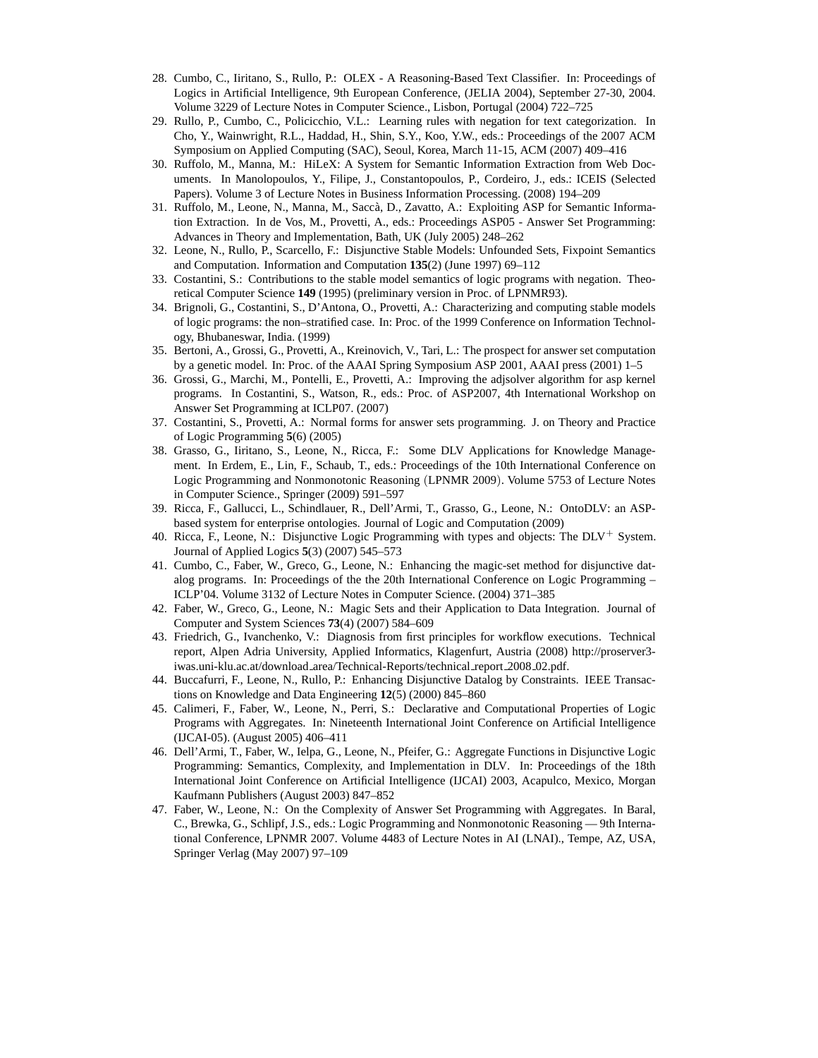28. Cumbo, C., Iiritano, S., Rullo, P.: OLEX - A Reasoning-Based Text Classifier. In: Proceedings of Logics in Artificial Intelligence, 9th European Conference, (JELIA 2004), September 27-30, 2004. Volume 3229 of Lecture Notes in Computer Science., Lisbon, Portugal (2004) 722–725
29. Rullo, P., Cumbo, C., Policicchio, V.L.: Learning rules with negation for text categorization. In Cho, Y., Wainwright, R.L., Haddad, H., Shin, S.Y., Koo, Y.W., eds.: Proceedings of the 2007 ACM Symposium on Applied Computing (SAC), Seoul, Korea, March 11-15, ACM (2007) 409–416
30. Ruffolo, M., Manna, M.: HiLeX: A System for Semantic Information Extraction from Web Documents. In Manolopoulos, Y., Filipe, J., Constantopoulos, P., Cordeiro, J., eds.: ICEIS (Selected Papers). Volume 3 of Lecture Notes in Business Information Processing. (2008) 194–209
31. Ruffolo, M., Leone, N., Manna, M., Saccà, D., Zavatto, A.: Exploiting ASP for Semantic Information Extraction. In de Vos, M., Provetti, A., eds.: Proceedings ASP05 - Answer Set Programming: Advances in Theory and Implementation, Bath, UK (July 2005) 248–262
32. Leone, N., Rullo, P., Scarcello, F.: Disjunctive Stable Models: Unfounded Sets, Fixpoint Semantics and Computation. Information and Computation **135**(2) (June 1997) 69–112
33. Costantini, S.: Contributions to the stable model semantics of logic programs with negation. Theoretical Computer Science **149** (1995) (preliminary version in Proc. of LPNMR93).
34. Brignoli, G., Costantini, S., D'Antona, O., Provetti, A.: Characterizing and computing stable models of logic programs: the non–stratified case. In: Proc. of the 1999 Conference on Information Technology, Bhubaneswar, India. (1999)
35. Bertoni, A., Grossi, G., Provetti, A., Kreinovich, V., Tari, L.: The prospect for answer set computation by a genetic model. In: Proc. of the AAAI Spring Symposium ASP 2001, AAAI press (2001) 1–5
36. Grossi, G., Marchi, M., Pontelli, E., Provetti, A.: Improving the adjsolver algorithm for asp kernel programs. In Costantini, S., Watson, R., eds.: Proc. of ASP2007, 4th International Workshop on Answer Set Programming at ICLP07. (2007)
37. Costantini, S., Provetti, A.: Normal forms for answer sets programming. J. on Theory and Practice of Logic Programming **5**(6) (2005)
38. Grasso, G., Iiritano, S., Leone, N., Ricca, F.: Some DLV Applications for Knowledge Management. In Erdem, E., Lin, F., Schaub, T., eds.: Proceedings of the 10th International Conference on Logic Programming and Nonmonotonic Reasoning (LPNMR 2009). Volume 5753 of Lecture Notes in Computer Science., Springer (2009) 591–597
39. Ricca, F., Gallucci, L., Schindlauer, R., Dell'Armi, T., Grasso, G., Leone, N.: OntoDLV: an ASP-based system for enterprise ontologies. Journal of Logic and Computation (2009)
40. Ricca, F., Leone, N.: Disjunctive Logic Programming with types and objects: The $\text{DLV}^{+}$ System. Journal of Applied Logics **5**(3) (2007) 545–573
41. Cumbo, C., Faber, W., Greco, G., Leone, N.: Enhancing the magic-set method for disjunctive datalog programs. In: Proceedings of the the 20th International Conference on Logic Programming – ICLP'04. Volume 3132 of Lecture Notes in Computer Science. (2004) 371–385
42. Faber, W., Greco, G., Leone, N.: Magic Sets and their Application to Data Integration. Journal of Computer and System Sciences **73**(4) (2007) 584–609
43. Friedrich, G., Ivanchenko, V.: Diagnosis from first principles for workflow executions. Technical report, Alpen Adria University, Applied Informatics, Klagenfurt, Austria (2008) http://proserver3-iwas.uni-klu.ac.at/download_area/Technical-Reports/technical_report_2008_02.pdf.
44. Buccafurri, F., Leone, N., Rullo, P.: Enhancing Disjunctive Datalog by Constraints. IEEE Transactions on Knowledge and Data Engineering **12**(5) (2000) 845–860
45. Calimeri, F., Faber, W., Leone, N., Perri, S.: Declarative and Computational Properties of Logic Programs with Aggregates. In: Nineteenth International Joint Conference on Artificial Intelligence (IJCAI-05). (August 2005) 406–411
46. Dell'Armi, T., Faber, W., Ielpa, G., Leone, N., Pfeifer, G.: Aggregate Functions in Disjunctive Logic Programming: Semantics, Complexity, and Implementation in DLV. In: Proceedings of the 18th International Joint Conference on Artificial Intelligence (IJCAI) 2003, Acapulco, Mexico, Morgan Kaufmann Publishers (August 2003) 847–852
47. Faber, W., Leone, N.: On the Complexity of Answer Set Programming with Aggregates. In Baral, C., Brewka, G., Schlipf, J.S., eds.: Logic Programming and Nonmonotonic Reasoning — 9th International Conference, LPNMR 2007. Volume 4483 of Lecture Notes in AI (LNAI)., Tempe, AZ, USA, Springer Verlag (May 2007) 97–109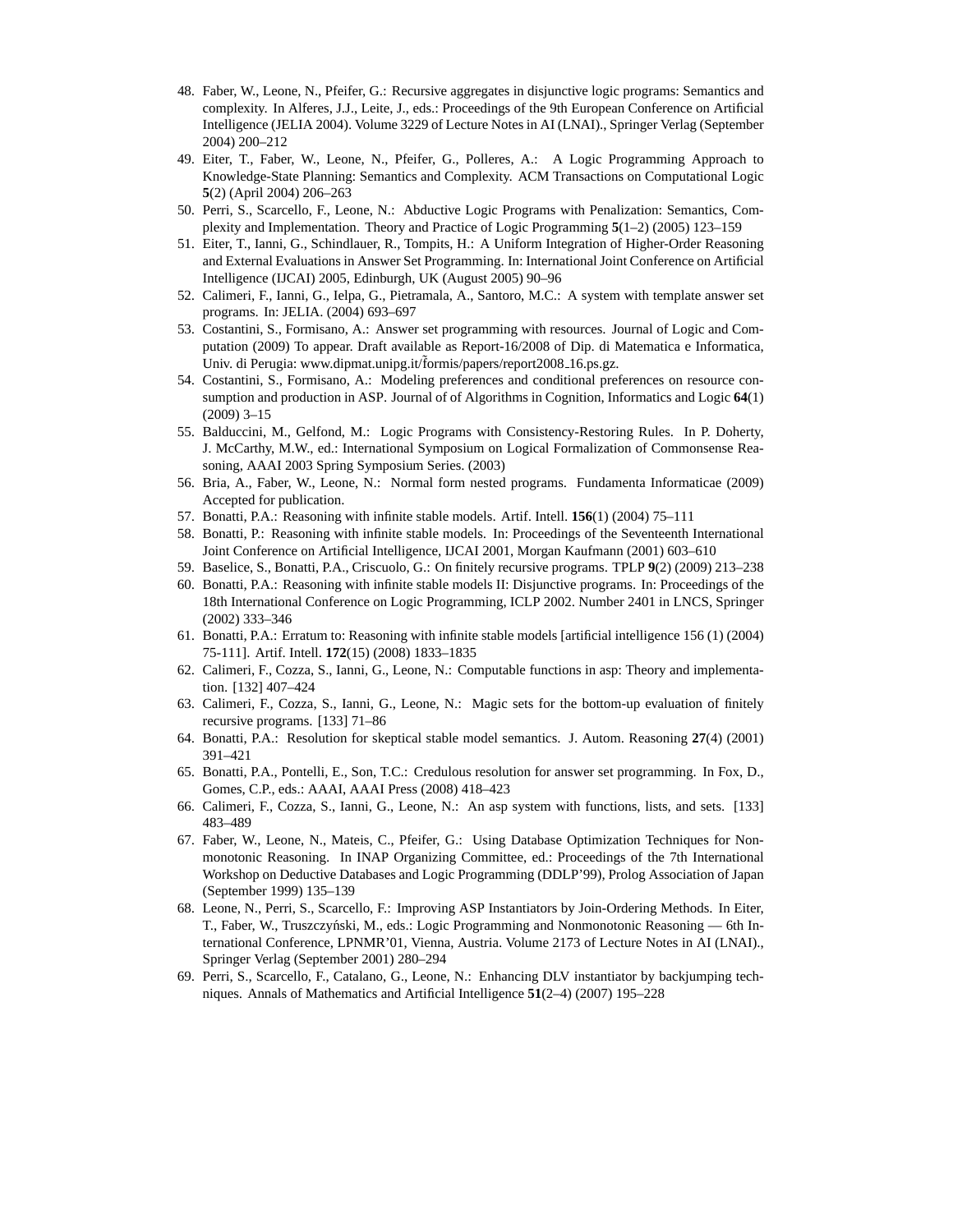48. Faber, W., Leone, N., Pfeifer, G.: Recursive aggregates in disjunctive logic programs: Semantics and complexity. In Alferes, J.J., Leite, J., eds.: Proceedings of the 9th European Conference on Artificial Intelligence (JELIA 2004). Volume 3229 of Lecture Notes in AI (LNAI)., Springer Verlag (September 2004) 200–212
49. Eiter, T., Faber, W., Leone, N., Pfeifer, G., Polleres, A.: A Logic Programming Approach to Knowledge-State Planning: Semantics and Complexity. ACM Transactions on Computational Logic **5**(2) (April 2004) 206–263
50. Perri, S., Scarcello, F., Leone, N.: Abductive Logic Programs with Penalization: Semantics, Complexity and Implementation. Theory and Practice of Logic Programming **5**(1–2) (2005) 123–159
51. Eiter, T., Ianni, G., Schindlauer, R., Tompits, H.: A Uniform Integration of Higher-Order Reasoning and External Evaluations in Answer Set Programming. In: International Joint Conference on Artificial Intelligence (IJCAI) 2005, Edinburgh, UK (August 2005) 90–96
52. Calimeri, F., Ianni, G., Ielpa, G., Pietramala, A., Santoro, M.C.: A system with template answer set programs. In: JELIA. (2004) 693–697
53. Costantini, S., Formisano, A.: Answer set programming with resources. Journal of Logic and Computation (2009) To appear. Draft available as Report-16/2008 of Dip. di Matematica e Informatica, Univ. di Perugia: www.dipmat.unipg.it/˜formis/papers/report2008_16.ps.gz.
54. Costantini, S., Formisano, A.: Modeling preferences and conditional preferences on resource consumption and production in ASP. Journal of of Algorithms in Cognition, Informatics and Logic **64**(1) (2009) 3–15
55. Balduccini, M., Gelfond, M.: Logic Programs with Consistency-Restoring Rules. In P. Doherty, J. McCarthy, M.W., ed.: International Symposium on Logical Formalization of Commonsense Reasoning, AAAI 2003 Spring Symposium Series. (2003)
56. Bria, A., Faber, W., Leone, N.: Normal form nested programs. Fundamenta Informaticae (2009) Accepted for publication.
57. Bonatti, P.A.: Reasoning with infinite stable models. Artif. Intell. **156**(1) (2004) 75–111
58. Bonatti, P.: Reasoning with infinite stable models. In: Proceedings of the Seventeenth International Joint Conference on Artificial Intelligence, IJCAI 2001, Morgan Kaufmann (2001) 603–610
59. Baselice, S., Bonatti, P.A., Criscuolo, G.: On finitely recursive programs. TPLP **9**(2) (2009) 213–238
60. Bonatti, P.A.: Reasoning with infinite stable models II: Disjunctive programs. In: Proceedings of the 18th International Conference on Logic Programming, ICLP 2002. Number 2401 in LNCS, Springer (2002) 333–346
61. Bonatti, P.A.: Erratum to: Reasoning with infinite stable models [artificial intelligence 156 (1) (2004) 75-111]. Artif. Intell. **172**(15) (2008) 1833–1835
62. Calimeri, F., Cozza, S., Ianni, G., Leone, N.: Computable functions in asp: Theory and implementation. [132] 407–424
63. Calimeri, F., Cozza, S., Ianni, G., Leone, N.: Magic sets for the bottom-up evaluation of finitely recursive programs. [133] 71–86
64. Bonatti, P.A.: Resolution for skeptical stable model semantics. J. Autom. Reasoning **27**(4) (2001) 391–421
65. Bonatti, P.A., Pontelli, E., Son, T.C.: Credulous resolution for answer set programming. In Fox, D., Gomes, C.P., eds.: AAAI, AAAI Press (2008) 418–423
66. Calimeri, F., Cozza, S., Ianni, G., Leone, N.: An asp system with functions, lists, and sets. [133] 483–489
67. Faber, W., Leone, N., Mateis, C., Pfeifer, G.: Using Database Optimization Techniques for Nonmonotonic Reasoning. In INAP Organizing Committee, ed.: Proceedings of the 7th International Workshop on Deductive Databases and Logic Programming (DDLP'99), Prolog Association of Japan (September 1999) 135–139
68. Leone, N., Perri, S., Scarcello, F.: Improving ASP Instantiators by Join-Ordering Methods. In Eiter, T., Faber, W., Truszczyński, M., eds.: Logic Programming and Nonmonotonic Reasoning — 6th International Conference, LPNMR'01, Vienna, Austria. Volume 2173 of Lecture Notes in AI (LNAI)., Springer Verlag (September 2001) 280–294
69. Perri, S., Scarcello, F., Catalano, G., Leone, N.: Enhancing DLV instantiator by backjumping techniques. Annals of Mathematics and Artificial Intelligence **51**(2–4) (2007) 195–228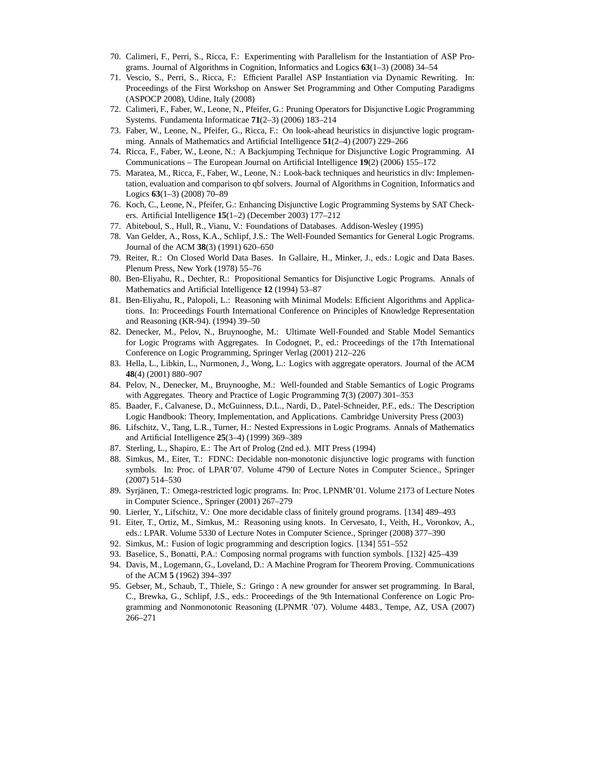70. Calimeri, F., Perri, S., Ricca, F.: Experimenting with Parallelism for the Instantiation of ASP Programs. Journal of Algorithms in Cognition, Informatics and Logics **63**(1–3) (2008) 34–54
71. Vescio, S., Perri, S., Ricca, F.: Efficient Parallel ASP Instantiation via Dynamic Rewriting. In: Proceedings of the First Workshop on Answer Set Programming and Other Computing Paradigms (ASPOCP 2008), Udine, Italy (2008)
72. Calimeri, F., Faber, W., Leone, N., Pfeifer, G.: Pruning Operators for Disjunctive Logic Programming Systems. Fundamenta Informaticae **71**(2–3) (2006) 183–214
73. Faber, W., Leone, N., Pfeifer, G., Ricca, F.: On look-ahead heuristics in disjunctive logic programming. Annals of Mathematics and Artificial Intelligence **51**(2–4) (2007) 229–266
74. Ricca, F., Faber, W., Leone, N.: A Backjumping Technique for Disjunctive Logic Programming. AI Communications – The European Journal on Artificial Intelligence **19**(2) (2006) 155–172
75. Maratea, M., Ricca, F., Faber, W., Leone, N.: Look-back techniques and heuristics in dlv: Implementation, evaluation and comparison to qbf solvers. Journal of Algorithms in Cognition, Informatics and Logics **63**(1–3) (2008) 70–89
76. Koch, C., Leone, N., Pfeifer, G.: Enhancing Disjunctive Logic Programming Systems by SAT Checkers. Artificial Intelligence **15**(1–2) (December 2003) 177–212
77. Abiteboul, S., Hull, R., Vianu, V.: Foundations of Databases. Addison-Wesley (1995)
78. Van Gelder, A., Ross, K.A., Schlipf, J.S.: The Well-Founded Semantics for General Logic Programs. Journal of the ACM **38**(3) (1991) 620–650
79. Reiter, R.: On Closed World Data Bases. In Gallaire, H., Minker, J., eds.: Logic and Data Bases. Plenum Press, New York (1978) 55–76
80. Ben-Eliyahu, R., Dechter, R.: Propositional Semantics for Disjunctive Logic Programs. Annals of Mathematics and Artificial Intelligence **12** (1994) 53–87
81. Ben-Eliyahu, R., Palopoli, L.: Reasoning with Minimal Models: Efficient Algorithms and Applications. In: Proceedings Fourth International Conference on Principles of Knowledge Representation and Reasoning (KR-94). (1994) 39–50
82. Denecker, M., Pelov, N., Bruynooghe, M.: Ultimate Well-Founded and Stable Model Semantics for Logic Programs with Aggregates. In Codognet, P., ed.: Proceedings of the 17th International Conference on Logic Programming, Springer Verlag (2001) 212–226
83. Hella, L., Libkin, L., Nurmonen, J., Wong, L.: Logics with aggregate operators. Journal of the ACM **48**(4) (2001) 880–907
84. Pelov, N., Denecker, M., Bruynooghe, M.: Well-founded and Stable Semantics of Logic Programs with Aggregates. Theory and Practice of Logic Programming **7**(3) (2007) 301–353
85. Baader, F., Calvanese, D., McGuinness, D.L., Nardi, D., Patel-Schneider, P.F., eds.: The Description Logic Handbook: Theory, Implementation, and Applications. Cambridge University Press (2003)
86. Lifschitz, V., Tang, L.R., Turner, H.: Nested Expressions in Logic Programs. Annals of Mathematics and Artificial Intelligence **25**(3–4) (1999) 369–389
87. Sterling, L., Shapiro, E.: The Art of Prolog (2nd ed.). MIT Press (1994)
88. Simkus, M., Eiter, T.: FDNC: Decidable non-monotonic disjunctive logic programs with function symbols. In: Proc. of LPAR'07. Volume 4790 of Lecture Notes in Computer Science., Springer (2007) 514–530
89. Syrjänen, T.: Omega-restricted logic programs. In: Proc. LPNMR'01. Volume 2173 of Lecture Notes in Computer Science., Springer (2001) 267–279
90. Lierler, Y., Lifschitz, V.: One more decidable class of finitely ground programs. [134] 489–493
91. Eiter, T., Ortiz, M., Simkus, M.: Reasoning using knots. In Cervesato, I., Veith, H., Voronkov, A., eds.: LPAR. Volume 5330 of Lecture Notes in Computer Science., Springer (2008) 377–390
92. Simkus, M.: Fusion of logic programming and description logics. [134] 551–552
93. Baselice, S., Bonatti, P.A.: Composing normal programs with function symbols. [132] 425–439
94. Davis, M., Logemann, G., Loveland, D.: A Machine Program for Theorem Proving. Communications of the ACM **5** (1962) 394–397
95. Gebser, M., Schaub, T., Thiele, S.: Gringo : A new grounder for answer set programming. In Baral, C., Brewka, G., Schlipf, J.S., eds.: Proceedings of the 9th International Conference on Logic Programming and Nonmonotonic Reasoning (LPNMR '07). Volume 4483., Tempe, AZ, USA (2007) 266–271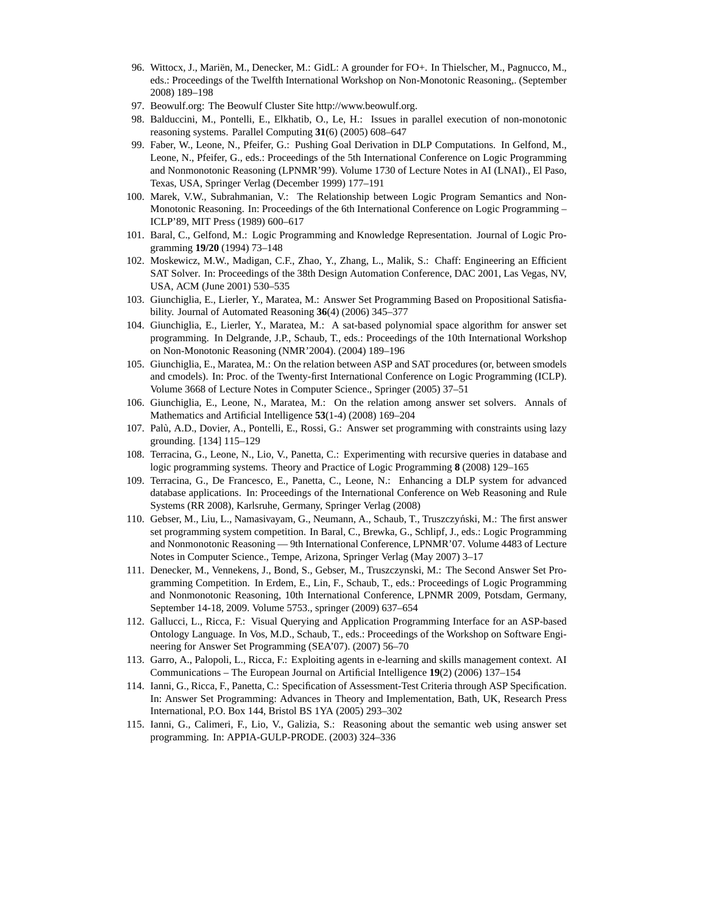96. Wittocx, J., Mariën, M., Denecker, M.: GidL: A grounder for FO+. In Thielscher, M., Pagnucco, M., eds.: Proceedings of the Twelfth International Workshop on Non-Monotonic Reasoning,. (September 2008) 189–198
97. Beowulf.org: The Beowulf Cluster Site http://www.beowulf.org.
98. Balduccini, M., Pontelli, E., Elkhatib, O., Le, H.: Issues in parallel execution of non-monotonic reasoning systems. Parallel Computing **31**(6) (2005) 608–647
99. Faber, W., Leone, N., Pfeifer, G.: Pushing Goal Derivation in DLP Computations. In Gelfond, M., Leone, N., Pfeifer, G., eds.: Proceedings of the 5th International Conference on Logic Programming and Nonmonotonic Reasoning (LPNMR'99). Volume 1730 of Lecture Notes in AI (LNAI)., El Paso, Texas, USA, Springer Verlag (December 1999) 177–191
100. Marek, V.W., Subrahmanian, V.: The Relationship between Logic Program Semantics and Non-Monotonic Reasoning. In: Proceedings of the 6th International Conference on Logic Programming – ICLP'89, MIT Press (1989) 600–617
101. Baral, C., Gelfond, M.: Logic Programming and Knowledge Representation. Journal of Logic Programming **19/20** (1994) 73–148
102. Moskewicz, M.W., Madigan, C.F., Zhao, Y., Zhang, L., Malik, S.: Chaff: Engineering an Efficient SAT Solver. In: Proceedings of the 38th Design Automation Conference, DAC 2001, Las Vegas, NV, USA, ACM (June 2001) 530–535
103. Giunchiglia, E., Lierler, Y., Maratea, M.: Answer Set Programming Based on Propositional Satisfiability. Journal of Automated Reasoning **36**(4) (2006) 345–377
104. Giunchiglia, E., Lierler, Y., Maratea, M.: A sat-based polynomial space algorithm for answer set programming. In Delgrande, J.P., Schaub, T., eds.: Proceedings of the 10th International Workshop on Non-Monotonic Reasoning (NMR'2004). (2004) 189–196
105. Giunchiglia, E., Maratea, M.: On the relation between ASP and SAT procedures (or, between smodels and cmodels). In: Proc. of the Twenty-first International Conference on Logic Programming (ICLP). Volume 3668 of Lecture Notes in Computer Science., Springer (2005) 37–51
106. Giunchiglia, E., Leone, N., Maratea, M.: On the relation among answer set solvers. Annals of Mathematics and Artificial Intelligence **53**(1-4) (2008) 169–204
107. Palù, A.D., Dovier, A., Pontelli, E., Rossi, G.: Answer set programming with constraints using lazy grounding. [134] 115–129
108. Terracina, G., Leone, N., Lio, V., Panetta, C.: Experimenting with recursive queries in database and logic programming systems. Theory and Practice of Logic Programming **8** (2008) 129–165
109. Terracina, G., De Francesco, E., Panetta, C., Leone, N.: Enhancing a DLP system for advanced database applications. In: Proceedings of the International Conference on Web Reasoning and Rule Systems (RR 2008), Karlsruhe, Germany, Springer Verlag (2008)
110. Gebser, M., Liu, L., Namasivayam, G., Neumann, A., Schaub, T., Truszczyński, M.: The first answer set programming system competition. In Baral, C., Brewka, G., Schlipf, J., eds.: Logic Programming and Nonmonotonic Reasoning — 9th International Conference, LPNMR'07. Volume 4483 of Lecture Notes in Computer Science., Tempe, Arizona, Springer Verlag (May 2007) 3–17
111. Denecker, M., Vennekens, J., Bond, S., Gebser, M., Truszczynski, M.: The Second Answer Set Programming Competition. In Erdem, E., Lin, F., Schaub, T., eds.: Proceedings of Logic Programming and Nonmonotonic Reasoning, 10th International Conference, LPNMR 2009, Potsdam, Germany, September 14-18, 2009. Volume 5753., springer (2009) 637–654
112. Gallucci, L., Ricca, F.: Visual Querying and Application Programming Interface for an ASP-based Ontology Language. In Vos, M.D., Schaub, T., eds.: Proceedings of the Workshop on Software Engineering for Answer Set Programming (SEA'07). (2007) 56–70
113. Garro, A., Palopoli, L., Ricca, F.: Exploiting agents in e-learning and skills management context. AI Communications – The European Journal on Artificial Intelligence **19**(2) (2006) 137–154
114. Ianni, G., Ricca, F., Panetta, C.: Specification of Assessment-Test Criteria through ASP Specification. In: Answer Set Programming: Advances in Theory and Implementation, Bath, UK, Research Press International, P.O. Box 144, Bristol BS 1YA (2005) 293–302
115. Ianni, G., Calimeri, F., Lio, V., Galizia, S.: Reasoning about the semantic web using answer set programming. In: APPIA-GULP-PRODE. (2003) 324–336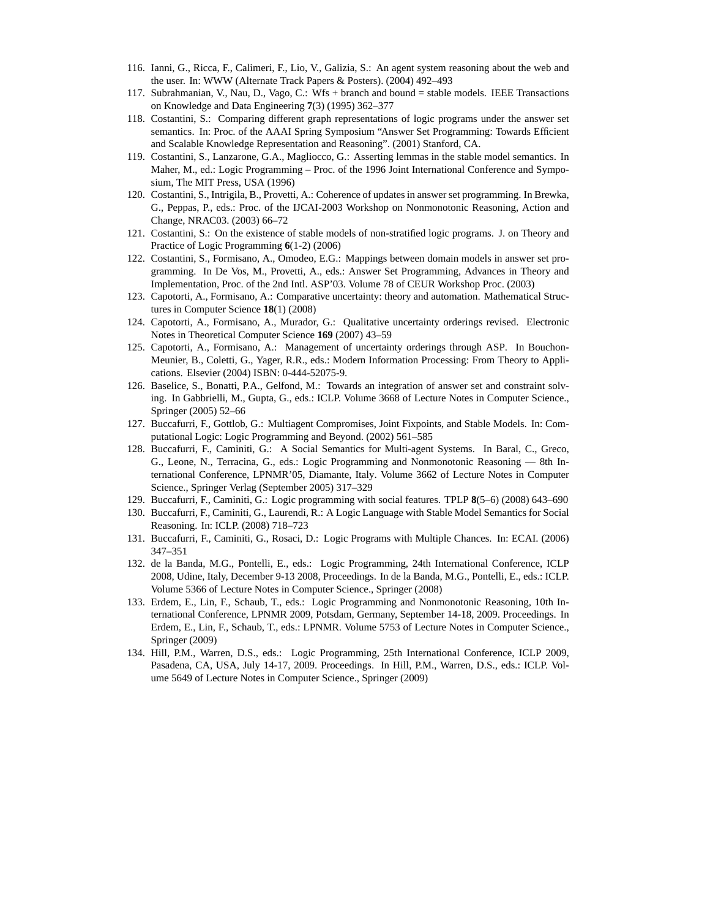116. Ianni, G., Ricca, F., Calimeri, F., Lio, V., Galizia, S.: An agent system reasoning about the web and the user. In: WWW (Alternate Track Papers & Posters). (2004) 492–493
117. Subrahmanian, V., Nau, D., Vago, C.: Wfs + branch and bound = stable models. IEEE Transactions on Knowledge and Data Engineering **7**(3) (1995) 362–377
118. Costantini, S.: Comparing different graph representations of logic programs under the answer set semantics. In: Proc. of the AAAI Spring Symposium "Answer Set Programming: Towards Efficient and Scalable Knowledge Representation and Reasoning". (2001) Stanford, CA.
119. Costantini, S., Lanzarone, G.A., Magliocco, G.: Asserting lemmas in the stable model semantics. In Maher, M., ed.: Logic Programming – Proc. of the 1996 Joint International Conference and Symposium, The MIT Press, USA (1996)
120. Costantini, S., Intrigila, B., Provetti, A.: Coherence of updates in answer set programming. In Brewka, G., Peppas, P., eds.: Proc. of the IJCAI-2003 Workshop on Nonmonotonic Reasoning, Action and Change, NRAC03. (2003) 66–72
121. Costantini, S.: On the existence of stable models of non-stratified logic programs. J. on Theory and Practice of Logic Programming **6**(1-2) (2006)
122. Costantini, S., Formisano, A., Omodeo, E.G.: Mappings between domain models in answer set programming. In De Vos, M., Provetti, A., eds.: Answer Set Programming, Advances in Theory and Implementation, Proc. of the 2nd Intl. ASP'03. Volume 78 of CEUR Workshop Proc. (2003)
123. Capotorti, A., Formisano, A.: Comparative uncertainty: theory and automation. Mathematical Structures in Computer Science **18**(1) (2008)
124. Capotorti, A., Formisano, A., Murador, G.: Qualitative uncertainty orderings revised. Electronic Notes in Theoretical Computer Science **169** (2007) 43–59
125. Capotorti, A., Formisano, A.: Management of uncertainty orderings through ASP. In Bouchon-Meunier, B., Coletti, G., Yager, R.R., eds.: Modern Information Processing: From Theory to Applications. Elsevier (2004) ISBN: 0-444-52075-9.
126. Baselice, S., Bonatti, P.A., Gelfond, M.: Towards an integration of answer set and constraint solving. In Gabbrielli, M., Gupta, G., eds.: ICLP. Volume 3668 of Lecture Notes in Computer Science., Springer (2005) 52–66
127. Buccafurri, F., Gottlob, G.: Multiagent Compromises, Joint Fixpoints, and Stable Models. In: Computational Logic: Logic Programming and Beyond. (2002) 561–585
128. Buccafurri, F., Caminiti, G.: A Social Semantics for Multi-agent Systems. In Baral, C., Greco, G., Leone, N., Terracina, G., eds.: Logic Programming and Nonmonotonic Reasoning — 8th International Conference, LPNMR'05, Diamante, Italy. Volume 3662 of Lecture Notes in Computer Science., Springer Verlag (September 2005) 317–329
129. Buccafurri, F., Caminiti, G.: Logic programming with social features. TPLP **8**(5–6) (2008) 643–690
130. Buccafurri, F., Caminiti, G., Laurendi, R.: A Logic Language with Stable Model Semantics for Social Reasoning. In: ICLP. (2008) 718–723
131. Buccafurri, F., Caminiti, G., Rosaci, D.: Logic Programs with Multiple Chances. In: ECAI. (2006) 347–351
132. de la Banda, M.G., Pontelli, E., eds.: Logic Programming, 24th International Conference, ICLP 2008, Udine, Italy, December 9-13 2008, Proceedings. In de la Banda, M.G., Pontelli, E., eds.: ICLP. Volume 5366 of Lecture Notes in Computer Science., Springer (2008)
133. Erdem, E., Lin, F., Schaub, T., eds.: Logic Programming and Nonmonotonic Reasoning, 10th International Conference, LPNMR 2009, Potsdam, Germany, September 14-18, 2009. Proceedings. In Erdem, E., Lin, F., Schaub, T., eds.: LPNMR. Volume 5753 of Lecture Notes in Computer Science., Springer (2009)
134. Hill, P.M., Warren, D.S., eds.: Logic Programming, 25th International Conference, ICLP 2009, Pasadena, CA, USA, July 14-17, 2009. Proceedings. In Hill, P.M., Warren, D.S., eds.: ICLP. Volume 5649 of Lecture Notes in Computer Science., Springer (2009)